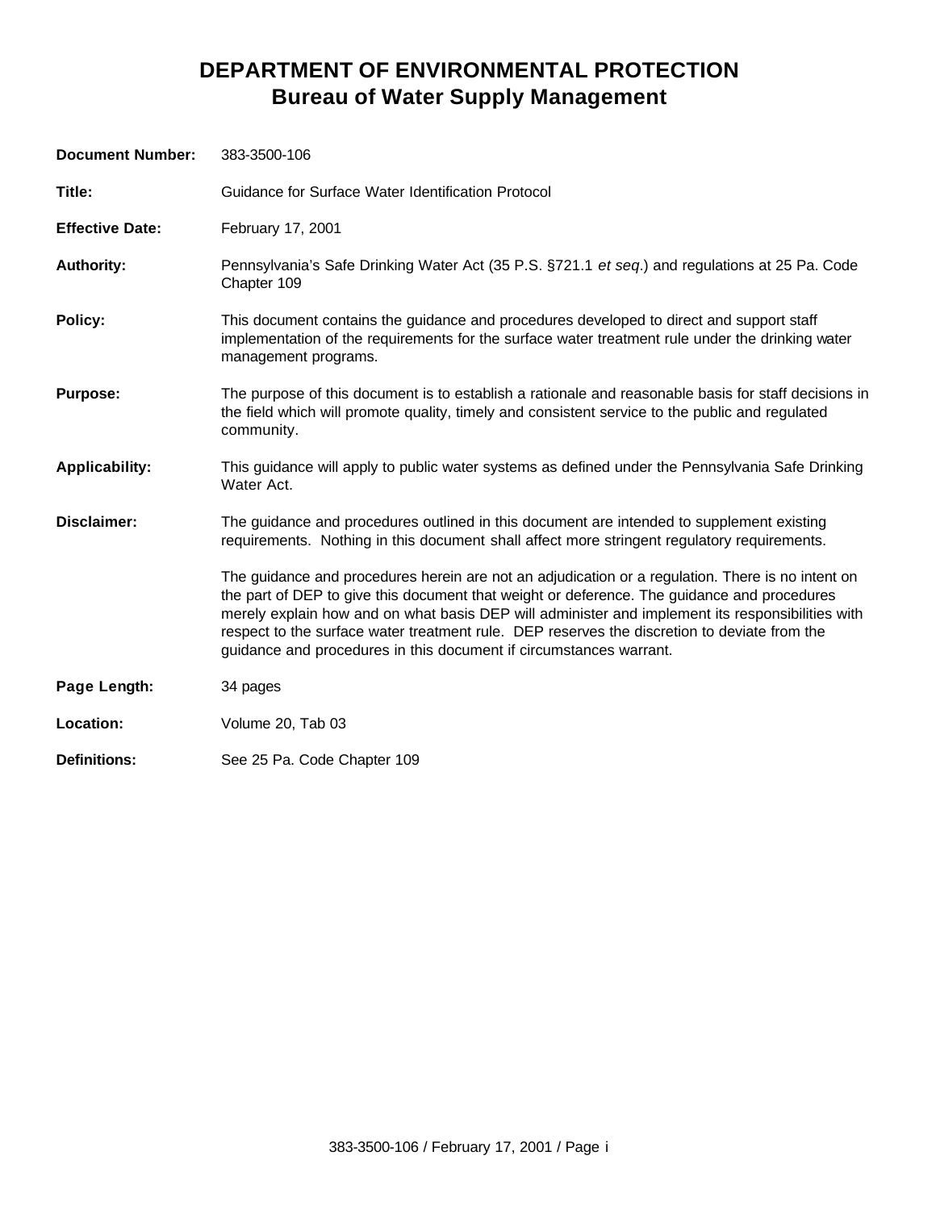# DEPARTMENT OF ENVIRONMENTAL PROTECTION
## Bureau of Water Supply Management

**Document Number:** 383-3500-106

**Title:** Guidance for Surface Water Identification Protocol

**Effective Date:** February 17, 2001

**Authority:** Pennsylvania's Safe Drinking Water Act (35 P.S. §721.1 *et seq*.) and regulations at 25 Pa. Code Chapter 109

**Policy:** This document contains the guidance and procedures developed to direct and support staff implementation of the requirements for the surface water treatment rule under the drinking water management programs.

**Purpose:** The purpose of this document is to establish a rationale and reasonable basis for staff decisions in the field which will promote quality, timely and consistent service to the public and regulated community.

**Applicability:** This guidance will apply to public water systems as defined under the Pennsylvania Safe Drinking Water Act.

**Disclaimer:** The guidance and procedures outlined in this document are intended to supplement existing requirements. Nothing in this document shall affect more stringent regulatory requirements.

The guidance and procedures herein are not an adjudication or a regulation. There is no intent on the part of DEP to give this document that weight or deference. The guidance and procedures merely explain how and on what basis DEP will administer and implement its responsibilities with respect to the surface water treatment rule. DEP reserves the discretion to deviate from the guidance and procedures in this document if circumstances warrant.

**Page Length:** 34 pages

**Location:** Volume 20, Tab 03

**Definitions:** See 25 Pa. Code Chapter 109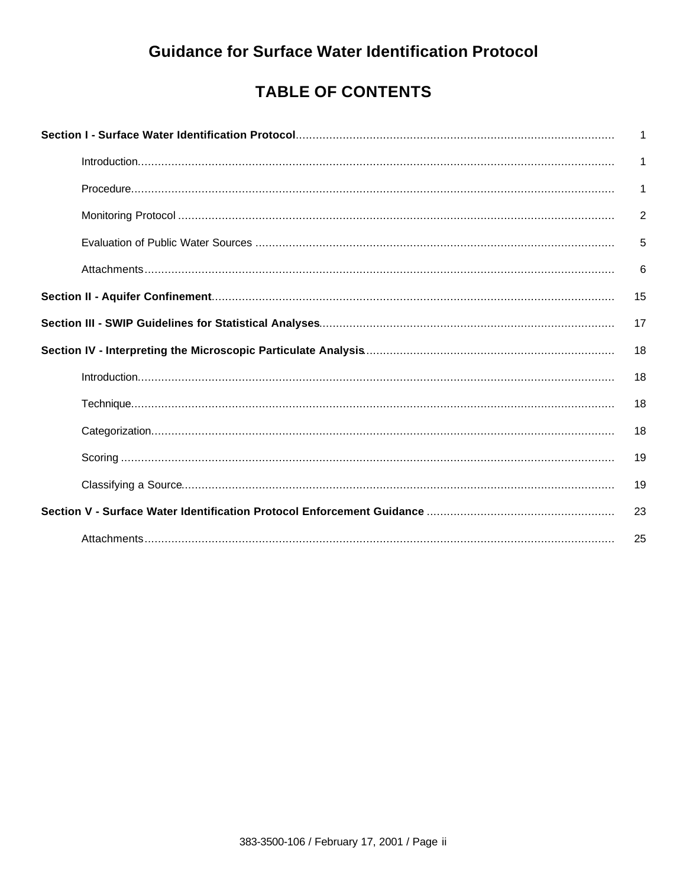# Guidance for Surface Water Identification Protocol

## TABLE OF CONTENTS

| | |
|---|---|
| **Section I - Surface Water Identification Protocol** | 1 |
| Introduction | 1 |
| Procedure | 1 |
| Monitoring Protocol | 2 |
| Evaluation of Public Water Sources | 5 |
| Attachments | 6 |
| **Section II - Aquifer Confinement** | 15 |
| **Section III - SWIP Guidelines for Statistical Analyses** | 17 |
| **Section IV - Interpreting the Microscopic Particulate Analysis** | 18 |
| Introduction | 18 |
| Technique | 18 |
| Categorization | 18 |
| Scoring | 19 |
| Classifying a Source | 19 |
| **Section V - Surface Water Identification Protocol Enforcement Guidance** | 23 |
| Attachments | 25 |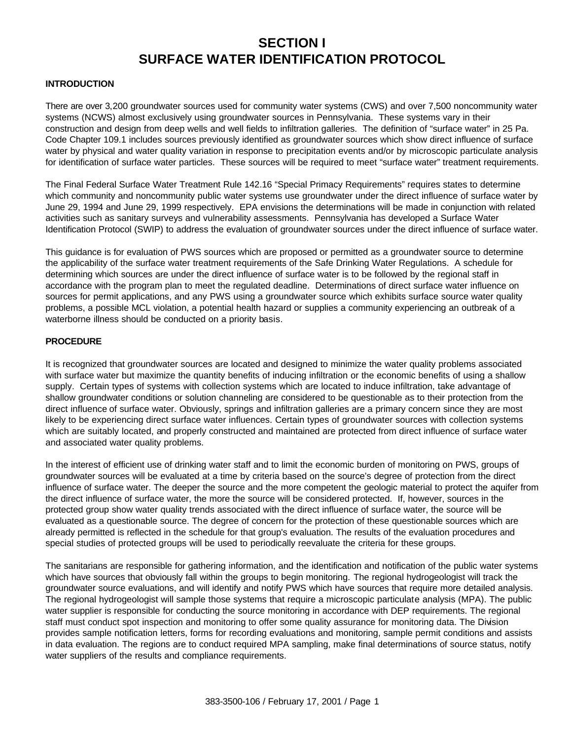# SECTION I
# SURFACE WATER IDENTIFICATION PROTOCOL

## INTRODUCTION

There are over 3,200 groundwater sources used for community water systems (CWS) and over 7,500 noncommunity water systems (NCWS) almost exclusively using groundwater sources in Pennsylvania. These systems vary in their construction and design from deep wells and well fields to infiltration galleries. The definition of "surface water" in 25 Pa. Code Chapter 109.1 includes sources previously identified as groundwater sources which show direct influence of surface water by physical and water quality variation in response to precipitation events and/or by microscopic particulate analysis for identification of surface water particles. These sources will be required to meet "surface water" treatment requirements.

The Final Federal Surface Water Treatment Rule 142.16 "Special Primacy Requirements" requires states to determine which community and noncommunity public water systems use groundwater under the direct influence of surface water by June 29, 1994 and June 29, 1999 respectively. EPA envisions the determinations will be made in conjunction with related activities such as sanitary surveys and vulnerability assessments. Pennsylvania has developed a Surface Water Identification Protocol (SWIP) to address the evaluation of groundwater sources under the direct influence of surface water.

This guidance is for evaluation of PWS sources which are proposed or permitted as a groundwater source to determine the applicability of the surface water treatment requirements of the Safe Drinking Water Regulations. A schedule for determining which sources are under the direct influence of surface water is to be followed by the regional staff in accordance with the program plan to meet the regulated deadline. Determinations of direct surface water influence on sources for permit applications, and any PWS using a groundwater source which exhibits surface source water quality problems, a possible MCL violation, a potential health hazard or supplies a community experiencing an outbreak of a waterborne illness should be conducted on a priority basis.

## PROCEDURE

It is recognized that groundwater sources are located and designed to minimize the water quality problems associated with surface water but maximize the quantity benefits of inducing infiltration or the economic benefits of using a shallow supply. Certain types of systems with collection systems which are located to induce infiltration, take advantage of shallow groundwater conditions or solution channeling are considered to be questionable as to their protection from the direct influence of surface water. Obviously, springs and infiltration galleries are a primary concern since they are most likely to be experiencing direct surface water influences. Certain types of groundwater sources with collection systems which are suitably located, and properly constructed and maintained are protected from direct influence of surface water and associated water quality problems.

In the interest of efficient use of drinking water staff and to limit the economic burden of monitoring on PWS, groups of groundwater sources will be evaluated at a time by criteria based on the source's degree of protection from the direct influence of surface water. The deeper the source and the more competent the geologic material to protect the aquifer from the direct influence of surface water, the more the source will be considered protected. If, however, sources in the protected group show water quality trends associated with the direct influence of surface water, the source will be evaluated as a questionable source. The degree of concern for the protection of these questionable sources which are already permitted is reflected in the schedule for that group's evaluation. The results of the evaluation procedures and special studies of protected groups will be used to periodically reevaluate the criteria for these groups.

The sanitarians are responsible for gathering information, and the identification and notification of the public water systems which have sources that obviously fall within the groups to begin monitoring. The regional hydrogeologist will track the groundwater source evaluations, and will identify and notify PWS which have sources that require more detailed analysis. The regional hydrogeologist will sample those systems that require a microscopic particulate analysis (MPA). The public water supplier is responsible for conducting the source monitoring in accordance with DEP requirements. The regional staff must conduct spot inspection and monitoring to offer some quality assurance for monitoring data. The Division provides sample notification letters, forms for recording evaluations and monitoring, sample permit conditions and assists in data evaluation. The regions are to conduct required MPA sampling, make final determinations of source status, notify water suppliers of the results and compliance requirements.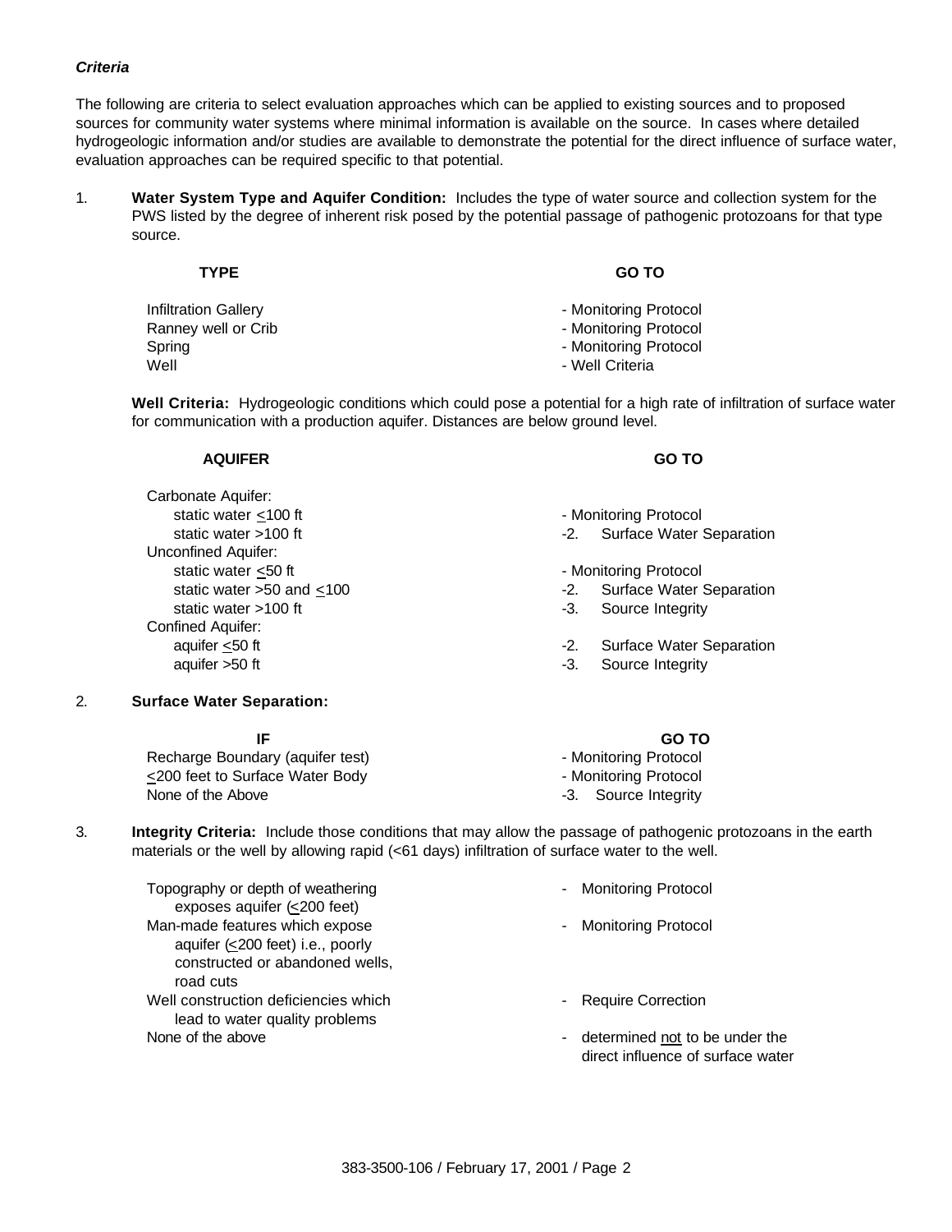***Criteria***

The following are criteria to select evaluation approaches which can be applied to existing sources and to proposed sources for community water systems where minimal information is available on the source. In cases where detailed hydrogeologic information and/or studies are available to demonstrate the potential for the direct influence of surface water, evaluation approaches can be required specific to that potential.

1. **Water System Type and Aquifer Condition:** Includes the type of water source and collection system for the PWS listed by the degree of inherent risk posed by the potential passage of pathogenic protozoans for that type source.

| TYPE | GO TO |
|---|---|
| Infiltration Gallery | - Monitoring Protocol |
| Ranney well or Crib | - Monitoring Protocol |
| Spring | - Monitoring Protocol |
| Well | - Well Criteria |

**Well Criteria:** Hydrogeologic conditions which could pose a potential for a high rate of infiltration of surface water for communication with a production aquifer. Distances are below ground level.

| AQUIFER | GO TO |
|---|---|
| Carbonate Aquifer: | |
| static water ≤100 ft | - Monitoring Protocol |
| static water >100 ft | -2. Surface Water Separation |
| Unconfined Aquifer: | |
| static water ≤50 ft | - Monitoring Protocol |
| static water >50 and ≤100 | -2. Surface Water Separation |
| static water >100 ft | -3. Source Integrity |
| Confined Aquifer: | |
| aquifer ≤50 ft | -2. Surface Water Separation |
| aquifer >50 ft | -3. Source Integrity |

2. **Surface Water Separation:**

| IF | GO TO |
|---|---|
| Recharge Boundary (aquifer test) | - Monitoring Protocol |
| ≤200 feet to Surface Water Body | - Monitoring Protocol |
| None of the Above | -3. Source Integrity |

3. **Integrity Criteria:** Include those conditions that may allow the passage of pathogenic protozoans in the earth materials or the well by allowing rapid (<61 days) infiltration of surface water to the well.

| | |
|---|---|
| Topography or depth of weathering exposes aquifer (≤200 feet) | - Monitoring Protocol |
| Man-made features which expose aquifer (≤200 feet) i.e., poorly constructed or abandoned wells, road cuts | - Monitoring Protocol |
| Well construction deficiencies which lead to water quality problems | - Require Correction |
| None of the above | - determined not to be under the direct influence of surface water |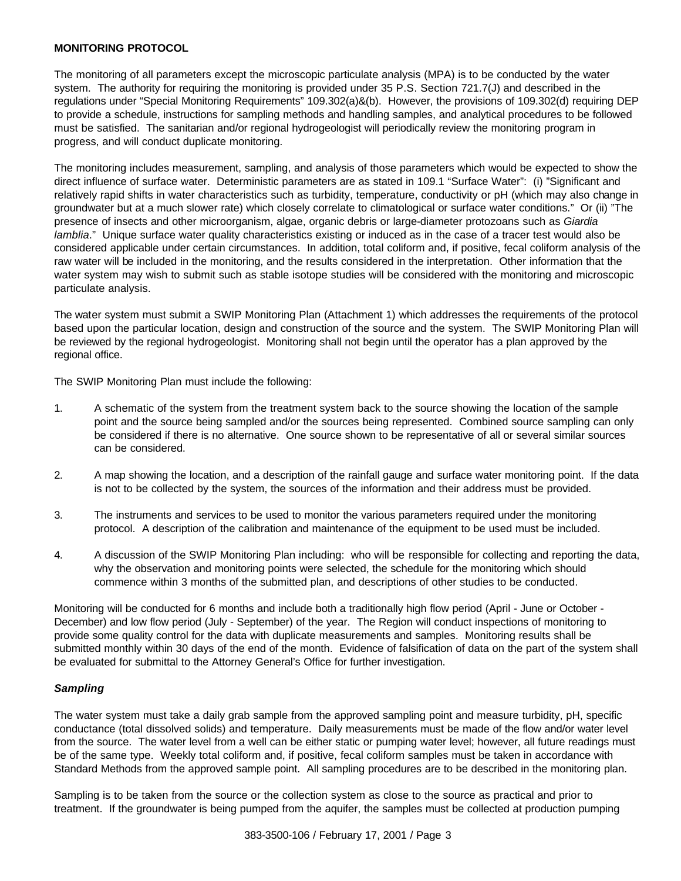**MONITORING PROTOCOL**

The monitoring of all parameters except the microscopic particulate analysis (MPA) is to be conducted by the water system. The authority for requiring the monitoring is provided under 35 P.S. Section 721.7(J) and described in the regulations under "Special Monitoring Requirements" 109.302(a)&(b). However, the provisions of 109.302(d) requiring DEP to provide a schedule, instructions for sampling methods and handling samples, and analytical procedures to be followed must be satisfied. The sanitarian and/or regional hydrogeologist will periodically review the monitoring program in progress, and will conduct duplicate monitoring.

The monitoring includes measurement, sampling, and analysis of those parameters which would be expected to show the direct influence of surface water. Deterministic parameters are as stated in 109.1 "Surface Water": (i) "Significant and relatively rapid shifts in water characteristics such as turbidity, temperature, conductivity or pH (which may also change in groundwater but at a much slower rate) which closely correlate to climatological or surface water conditions." Or (ii) "The presence of insects and other microorganism, algae, organic debris or large-diameter protozoans such as *Giardia lamblia*." Unique surface water quality characteristics existing or induced as in the case of a tracer test would also be considered applicable under certain circumstances. In addition, total coliform and, if positive, fecal coliform analysis of the raw water will be included in the monitoring, and the results considered in the interpretation. Other information that the water system may wish to submit such as stable isotope studies will be considered with the monitoring and microscopic particulate analysis.

The water system must submit a SWIP Monitoring Plan (Attachment 1) which addresses the requirements of the protocol based upon the particular location, design and construction of the source and the system. The SWIP Monitoring Plan will be reviewed by the regional hydrogeologist. Monitoring shall not begin until the operator has a plan approved by the regional office.

The SWIP Monitoring Plan must include the following:

1. A schematic of the system from the treatment system back to the source showing the location of the sample point and the source being sampled and/or the sources being represented. Combined source sampling can only be considered if there is no alternative. One source shown to be representative of all or several similar sources can be considered.

2. A map showing the location, and a description of the rainfall gauge and surface water monitoring point. If the data is not to be collected by the system, the sources of the information and their address must be provided.

3. The instruments and services to be used to monitor the various parameters required under the monitoring protocol. A description of the calibration and maintenance of the equipment to be used must be included.

4. A discussion of the SWIP Monitoring Plan including: who will be responsible for collecting and reporting the data, why the observation and monitoring points were selected, the schedule for the monitoring which should commence within 3 months of the submitted plan, and descriptions of other studies to be conducted.

Monitoring will be conducted for 6 months and include both a traditionally high flow period (April - June or October - December) and low flow period (July - September) of the year. The Region will conduct inspections of monitoring to provide some quality control for the data with duplicate measurements and samples. Monitoring results shall be submitted monthly within 30 days of the end of the month. Evidence of falsification of data on the part of the system shall be evaluated for submittal to the Attorney General's Office for further investigation.

***Sampling***

The water system must take a daily grab sample from the approved sampling point and measure turbidity, pH, specific conductance (total dissolved solids) and temperature. Daily measurements must be made of the flow and/or water level from the source. The water level from a well can be either static or pumping water level; however, all future readings must be of the same type. Weekly total coliform and, if positive, fecal coliform samples must be taken in accordance with Standard Methods from the approved sample point. All sampling procedures are to be described in the monitoring plan.

Sampling is to be taken from the source or the collection system as close to the source as practical and prior to treatment. If the groundwater is being pumped from the aquifer, the samples must be collected at production pumping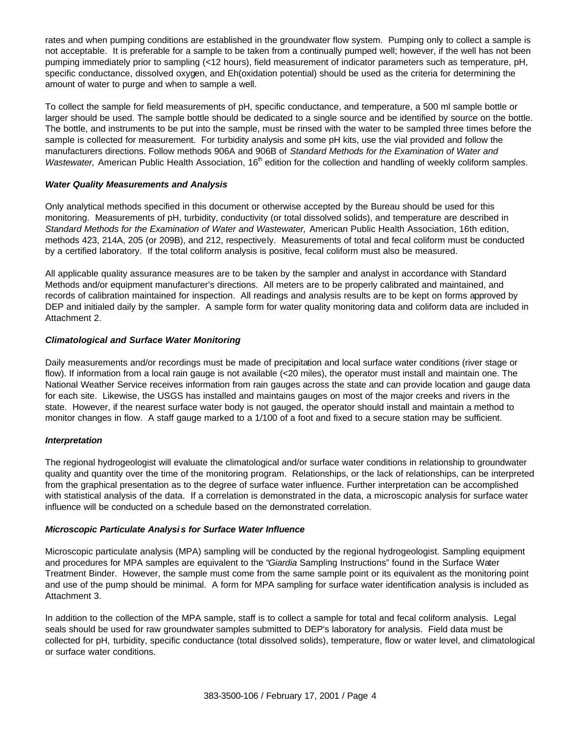rates and when pumping conditions are established in the groundwater flow system. Pumping only to collect a sample is not acceptable. It is preferable for a sample to be taken from a continually pumped well; however, if the well has not been pumping immediately prior to sampling (<12 hours), field measurement of indicator parameters such as temperature, pH, specific conductance, dissolved oxygen, and Eh(oxidation potential) should be used as the criteria for determining the amount of water to purge and when to sample a well.

To collect the sample for field measurements of pH, specific conductance, and temperature, a 500 ml sample bottle or larger should be used. The sample bottle should be dedicated to a single source and be identified by source on the bottle. The bottle, and instruments to be put into the sample, must be rinsed with the water to be sampled three times before the sample is collected for measurement. For turbidity analysis and some pH kits, use the vial provided and follow the manufacturers directions. Follow methods 906A and 906B of *Standard Methods for the Examination of Water and Wastewater,* American Public Health Association, 16th edition for the collection and handling of weekly coliform samples.

#### *Water Quality Measurements and Analysis*

Only analytical methods specified in this document or otherwise accepted by the Bureau should be used for this monitoring. Measurements of pH, turbidity, conductivity (or total dissolved solids), and temperature are described in *Standard Methods for the Examination of Water and Wastewater,* American Public Health Association, 16th edition, methods 423, 214A, 205 (or 209B), and 212, respectively. Measurements of total and fecal coliform must be conducted by a certified laboratory. If the total coliform analysis is positive, fecal coliform must also be measured.

All applicable quality assurance measures are to be taken by the sampler and analyst in accordance with Standard Methods and/or equipment manufacturer's directions. All meters are to be properly calibrated and maintained, and records of calibration maintained for inspection. All readings and analysis results are to be kept on forms approved by DEP and initialed daily by the sampler. A sample form for water quality monitoring data and coliform data are included in Attachment 2.

#### *Climatological and Surface Water Monitoring*

Daily measurements and/or recordings must be made of precipitation and local surface water conditions (river stage or flow). If information from a local rain gauge is not available (<20 miles), the operator must install and maintain one. The National Weather Service receives information from rain gauges across the state and can provide location and gauge data for each site. Likewise, the USGS has installed and maintains gauges on most of the major creeks and rivers in the state. However, if the nearest surface water body is not gauged, the operator should install and maintain a method to monitor changes in flow. A staff gauge marked to a 1/100 of a foot and fixed to a secure station may be sufficient.

#### *Interpretation*

The regional hydrogeologist will evaluate the climatological and/or surface water conditions in relationship to groundwater quality and quantity over the time of the monitoring program. Relationships, or the lack of relationships, can be interpreted from the graphical presentation as to the degree of surface water influence. Further interpretation can be accomplished with statistical analysis of the data. If a correlation is demonstrated in the data, a microscopic analysis for surface water influence will be conducted on a schedule based on the demonstrated correlation.

#### *Microscopic Particulate Analysis for Surface Water Influence*

Microscopic particulate analysis (MPA) sampling will be conducted by the regional hydrogeologist. Sampling equipment and procedures for MPA samples are equivalent to the "*Giardia* Sampling Instructions" found in the Surface Water Treatment Binder. However, the sample must come from the same sample point or its equivalent as the monitoring point and use of the pump should be minimal. A form for MPA sampling for surface water identification analysis is included as Attachment 3.

In addition to the collection of the MPA sample, staff is to collect a sample for total and fecal coliform analysis. Legal seals should be used for raw groundwater samples submitted to DEP's laboratory for analysis. Field data must be collected for pH, turbidity, specific conductance (total dissolved solids), temperature, flow or water level, and climatological or surface water conditions.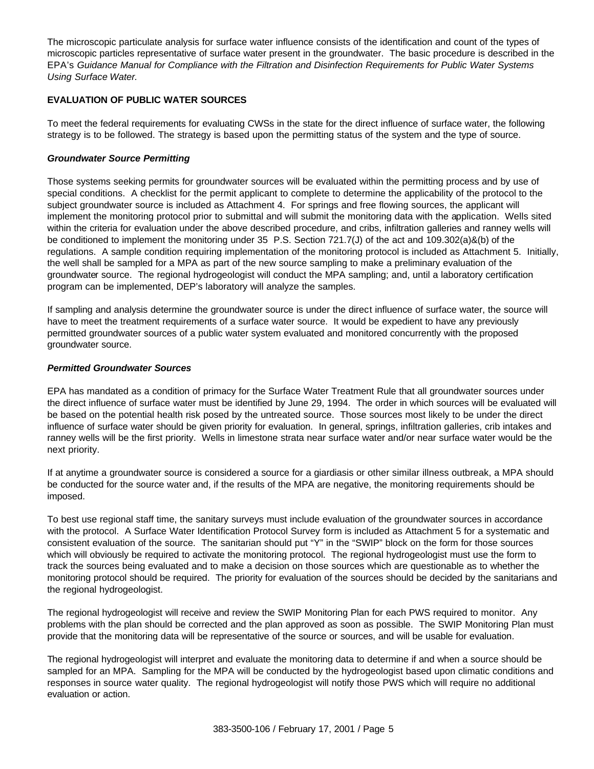The microscopic particulate analysis for surface water influence consists of the identification and count of the types of microscopic particles representative of surface water present in the groundwater. The basic procedure is described in the EPA's *Guidance Manual for Compliance with the Filtration and Disinfection Requirements for Public Water Systems Using Surface Water.*

**EVALUATION OF PUBLIC WATER SOURCES**

To meet the federal requirements for evaluating CWSs in the state for the direct influence of surface water, the following strategy is to be followed. The strategy is based upon the permitting status of the system and the type of source.

***Groundwater Source Permitting***

Those systems seeking permits for groundwater sources will be evaluated within the permitting process and by use of special conditions. A checklist for the permit applicant to complete to determine the applicability of the protocol to the subject groundwater source is included as Attachment 4. For springs and free flowing sources, the applicant will implement the monitoring protocol prior to submittal and will submit the monitoring data with the application. Wells sited within the criteria for evaluation under the above described procedure, and cribs, infiltration galleries and ranney wells will be conditioned to implement the monitoring under 35 P.S. Section 721.7(J) of the act and 109.302(a)&(b) of the regulations. A sample condition requiring implementation of the monitoring protocol is included as Attachment 5. Initially, the well shall be sampled for a MPA as part of the new source sampling to make a preliminary evaluation of the groundwater source. The regional hydrogeologist will conduct the MPA sampling; and, until a laboratory certification program can be implemented, DEP's laboratory will analyze the samples.

If sampling and analysis determine the groundwater source is under the direct influence of surface water, the source will have to meet the treatment requirements of a surface water source. It would be expedient to have any previously permitted groundwater sources of a public water system evaluated and monitored concurrently with the proposed groundwater source.

***Permitted Groundwater Sources***

EPA has mandated as a condition of primacy for the Surface Water Treatment Rule that all groundwater sources under the direct influence of surface water must be identified by June 29, 1994. The order in which sources will be evaluated will be based on the potential health risk posed by the untreated source. Those sources most likely to be under the direct influence of surface water should be given priority for evaluation. In general, springs, infiltration galleries, crib intakes and ranney wells will be the first priority. Wells in limestone strata near surface water and/or near surface water would be the next priority.

If at anytime a groundwater source is considered a source for a giardiasis or other similar illness outbreak, a MPA should be conducted for the source water and, if the results of the MPA are negative, the monitoring requirements should be imposed.

To best use regional staff time, the sanitary surveys must include evaluation of the groundwater sources in accordance with the protocol. A Surface Water Identification Protocol Survey form is included as Attachment 5 for a systematic and consistent evaluation of the source. The sanitarian should put "Y" in the "SWIP" block on the form for those sources which will obviously be required to activate the monitoring protocol. The regional hydrogeologist must use the form to track the sources being evaluated and to make a decision on those sources which are questionable as to whether the monitoring protocol should be required. The priority for evaluation of the sources should be decided by the sanitarians and the regional hydrogeologist.

The regional hydrogeologist will receive and review the SWIP Monitoring Plan for each PWS required to monitor. Any problems with the plan should be corrected and the plan approved as soon as possible. The SWIP Monitoring Plan must provide that the monitoring data will be representative of the source or sources, and will be usable for evaluation.

The regional hydrogeologist will interpret and evaluate the monitoring data to determine if and when a source should be sampled for an MPA. Sampling for the MPA will be conducted by the hydrogeologist based upon climatic conditions and responses in source water quality. The regional hydrogeologist will notify those PWS which will require no additional evaluation or action.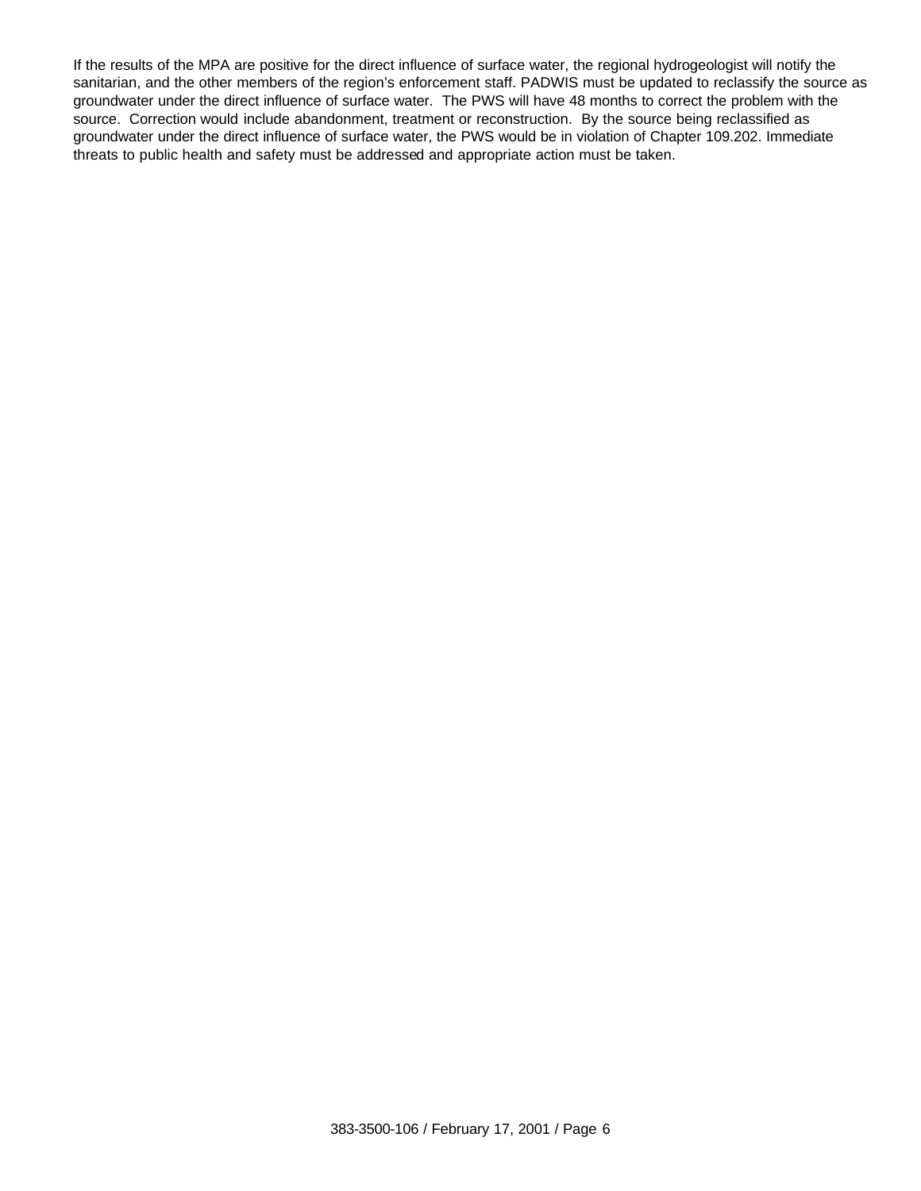If the results of the MPA are positive for the direct influence of surface water, the regional hydrogeologist will notify the sanitarian, and the other members of the region's enforcement staff. PADWIS must be updated to reclassify the source as groundwater under the direct influence of surface water. The PWS will have 48 months to correct the problem with the source. Correction would include abandonment, treatment or reconstruction. By the source being reclassified as groundwater under the direct influence of surface water, the PWS would be in violation of Chapter 109.202. Immediate threats to public health and safety must be addressed and appropriate action must be taken.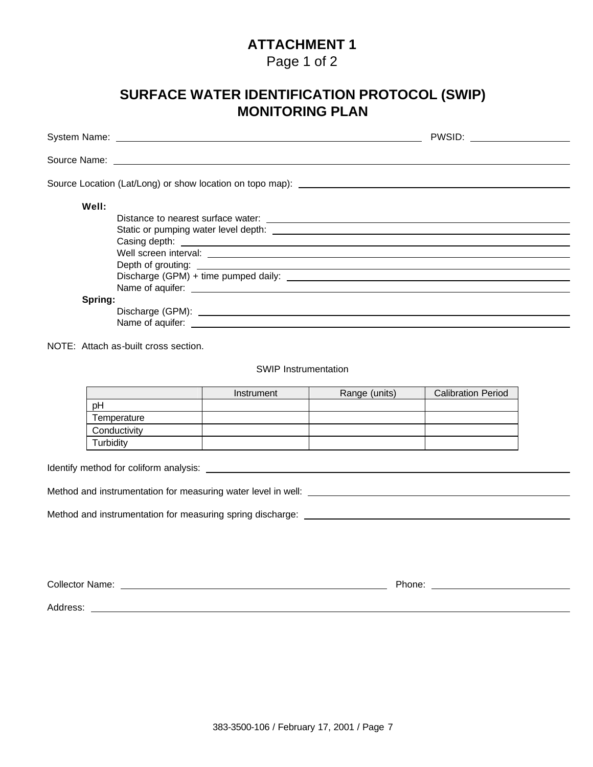# ATTACHMENT 1

Page 1 of 2

## SURFACE WATER IDENTIFICATION PROTOCOL (SWIP) MONITORING PLAN

System Name: ______________________________ PWSID: ______________

Source Name: ______________________________

Source Location (Lat/Long) or show location on topo map): ______________________________

**Well:**

- Distance to nearest surface water: ______________________________
- Static or pumping water level depth: ______________________________
- Casing depth: ______________________________
- Well screen interval: ______________________________
- Depth of grouting: ______________________________
- Discharge (GPM) + time pumped daily: ______________________________
- Name of aquifer: ______________________________

**Spring:**

- Discharge (GPM): ______________________________
- Name of aquifer: ______________________________

NOTE: Attach as-built cross section.

SWIP Instrumentation

| | Instrument | Range (units) | Calibration Period |
|---|---|---|---|
| pH | | | |
| Temperature | | | |
| Conductivity | | | |
| Turbidity | | | |

Identify method for coliform analysis: ______________________________

Method and instrumentation for measuring water level in well: ______________________________

Method and instrumentation for measuring spring discharge: ______________________________

Collector Name: ______________________________ Phone: ______________

Address: ______________________________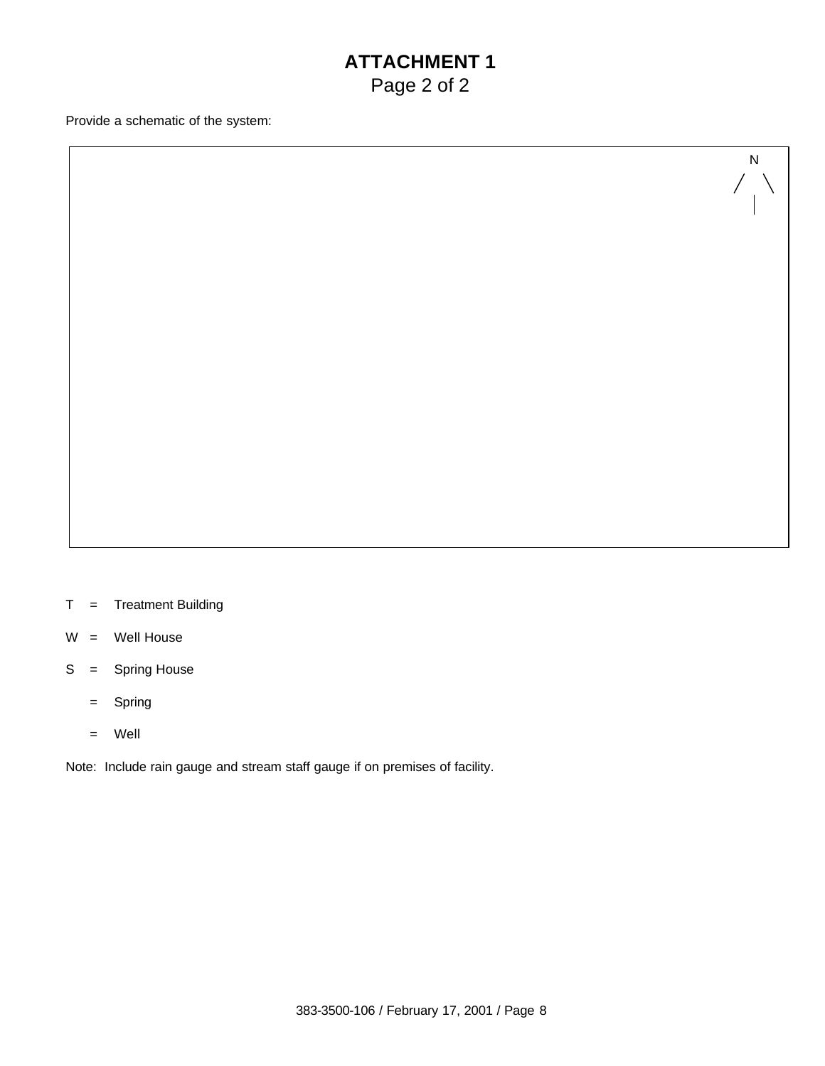# ATTACHMENT 1

Page 2 of 2

Provide a schematic of the system:

N

T = Treatment Building

W = Well House

S = Spring House

= Spring

= Well

Note: Include rain gauge and stream staff gauge if on premises of facility.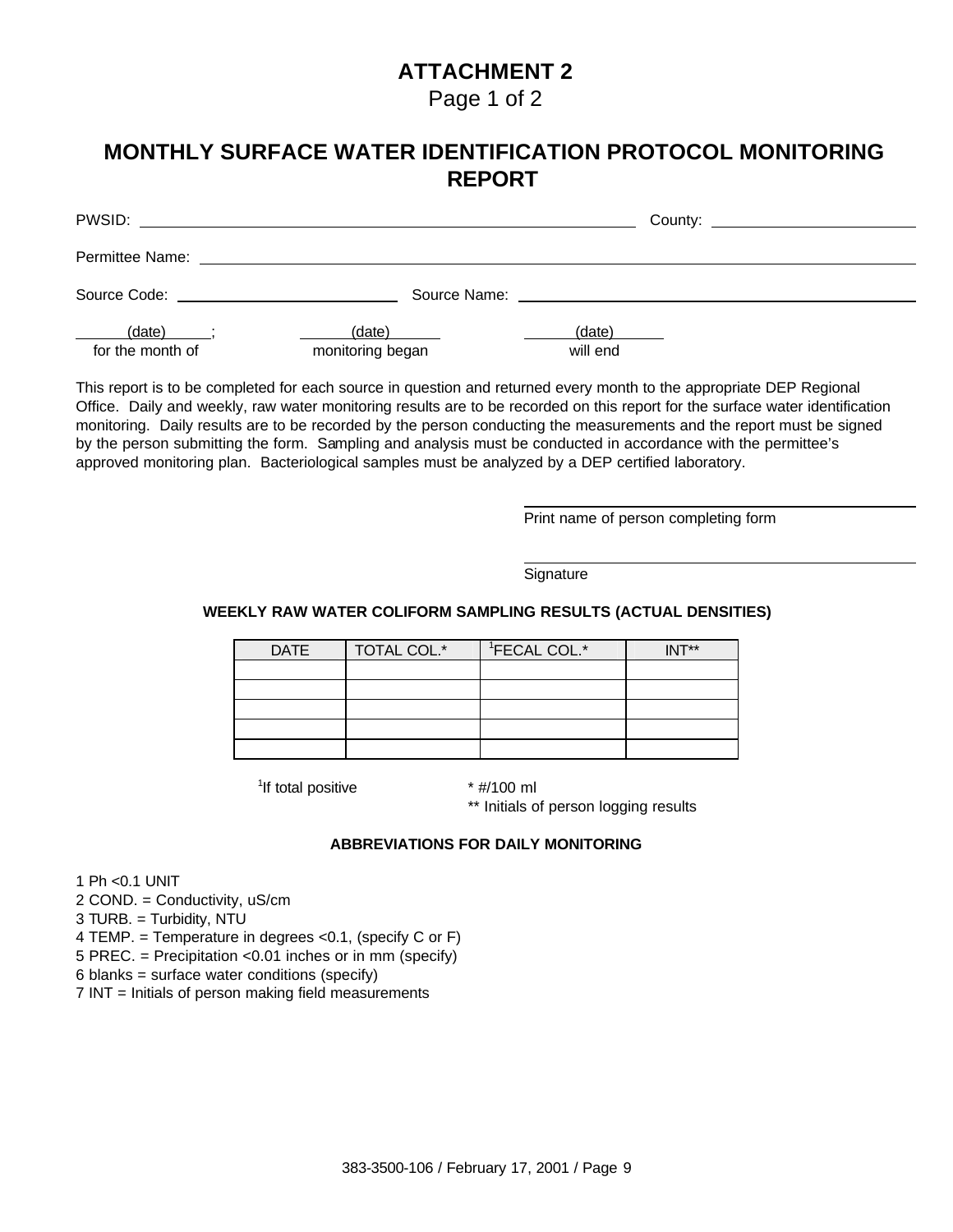# ATTACHMENT 2

Page 1 of 2

## MONTHLY SURFACE WATER IDENTIFICATION PROTOCOL MONITORING REPORT

PWSID: ______________________________ County: ______________

Permittee Name: ______________________________________________

Source Code: ________________ Source Name: ________________________

(date) ; (date) (date)
for the month of monitoring began will end

This report is to be completed for each source in question and returned every month to the appropriate DEP Regional Office. Daily and weekly, raw water monitoring results are to be recorded on this report for the surface water identification monitoring. Daily results are to be recorded by the person conducting the measurements and the report must be signed by the person submitting the form. Sampling and analysis must be conducted in accordance with the permittee's approved monitoring plan. Bacteriological samples must be analyzed by a DEP certified laboratory.

______________________________
Print name of person completing form

______________________________
Signature

### WEEKLY RAW WATER COLIFORM SAMPLING RESULTS (ACTUAL DENSITIES)

| DATE | TOTAL COL.* | [1]FECAL COL.* | INT** |
|---|---|---|---|
| | | | |
| | | | |
| | | | |
| | | | |
| | | | |

[1]If total positive

\* #/100 ml

\*\* Initials of person logging results

### ABBREVIATIONS FOR DAILY MONITORING

1 Ph <0.1 UNIT
2 COND. = Conductivity, uS/cm
3 TURB. = Turbidity, NTU
4 TEMP. = Temperature in degrees <0.1, (specify C or F)
5 PREC. = Precipitation <0.01 inches or in mm (specify)
6 blanks = surface water conditions (specify)
7 INT = Initials of person making field measurements

383-3500-106 / February 17, 2001 / Page 9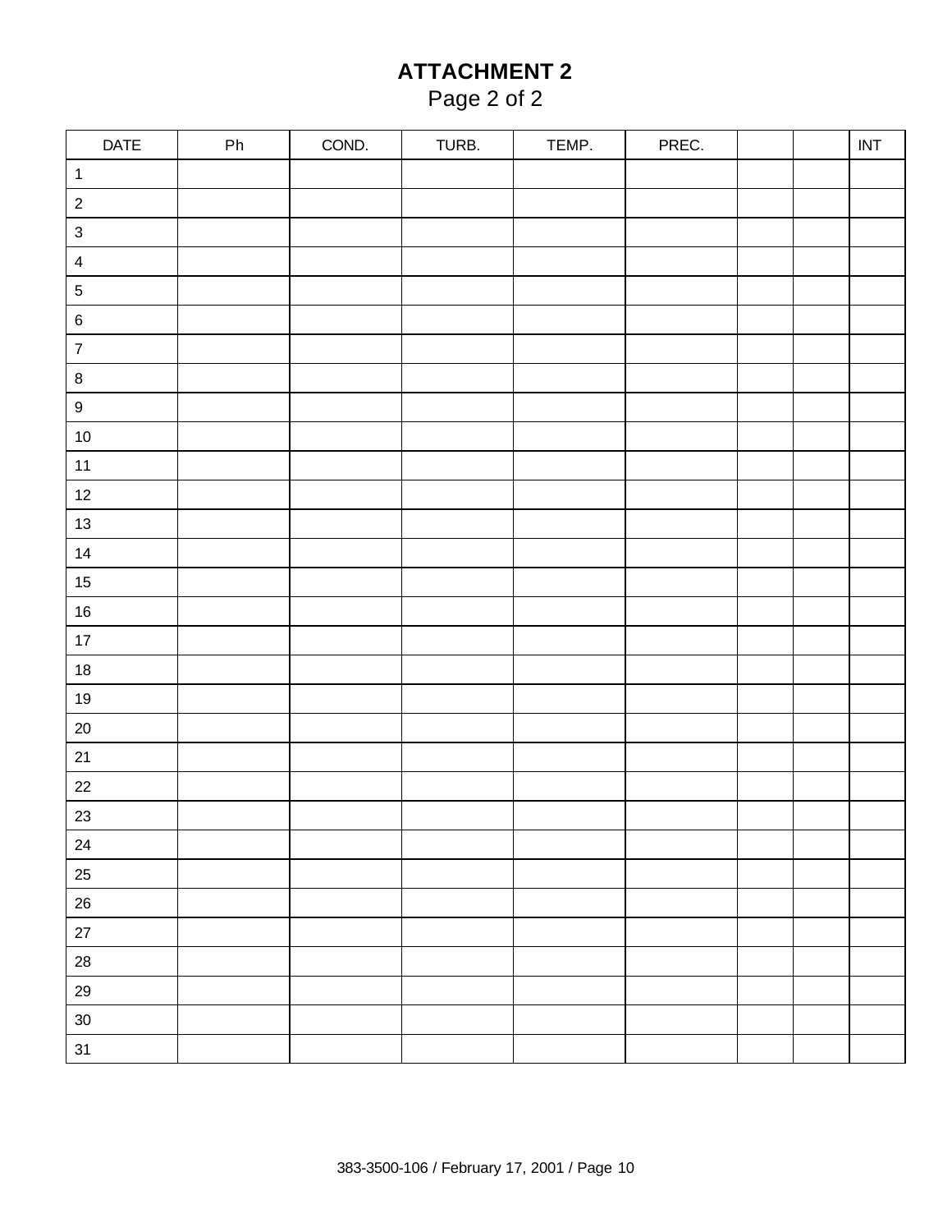# ATTACHMENT 2

Page 2 of 2

| DATE | Ph | COND. | TURB. | TEMP. | PREC. | | | INT |
|---|---|---|---|---|---|---|---|---|
| 1 | | | | | | | | |
| 2 | | | | | | | | |
| 3 | | | | | | | | |
| 4 | | | | | | | | |
| 5 | | | | | | | | |
| 6 | | | | | | | | |
| 7 | | | | | | | | |
| 8 | | | | | | | | |
| 9 | | | | | | | | |
| 10 | | | | | | | | |
| 11 | | | | | | | | |
| 12 | | | | | | | | |
| 13 | | | | | | | | |
| 14 | | | | | | | | |
| 15 | | | | | | | | |
| 16 | | | | | | | | |
| 17 | | | | | | | | |
| 18 | | | | | | | | |
| 19 | | | | | | | | |
| 20 | | | | | | | | |
| 21 | | | | | | | | |
| 22 | | | | | | | | |
| 23 | | | | | | | | |
| 24 | | | | | | | | |
| 25 | | | | | | | | |
| 26 | | | | | | | | |
| 27 | | | | | | | | |
| 28 | | | | | | | | |
| 29 | | | | | | | | |
| 30 | | | | | | | | |
| 31 | | | | | | | | |

383-3500-106 / February 17, 2001 / Page 10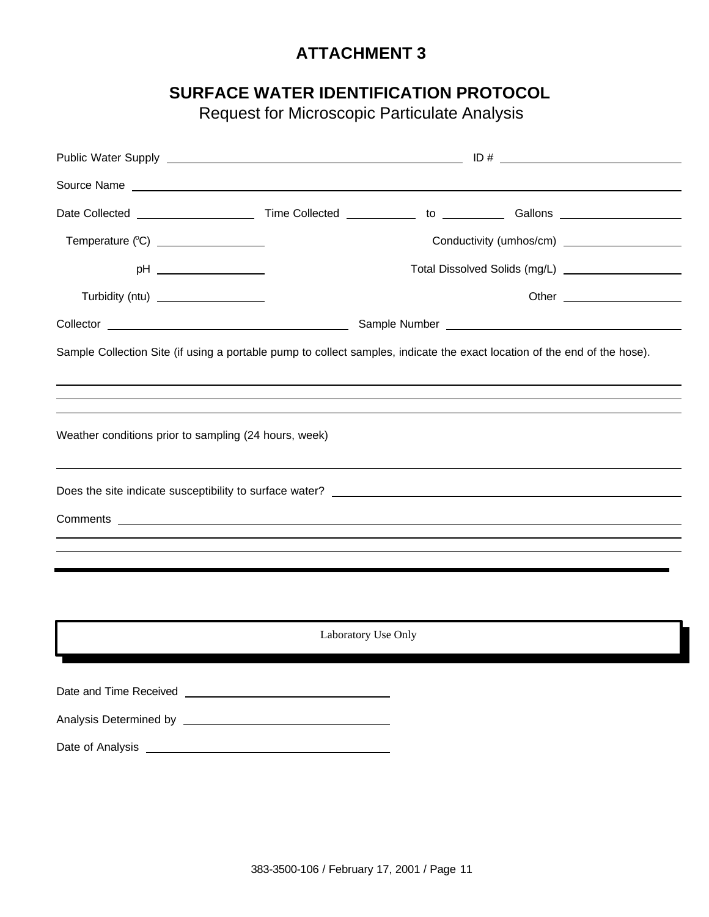# ATTACHMENT 3

## SURFACE WATER IDENTIFICATION PROTOCOL

Request for Microscopic Particulate Analysis

Public Water Supply ______________________________ ID # ____________________

Source Name ______________________________________________________________

Date Collected ____________ Time Collected ________ to ________ Gallons ____________

Temperature (°C) ____________ Conductivity (umhos/cm) ____________

pH ____________ Total Dissolved Solids (mg/L) ____________

Turbidity (ntu) ____________ Other ____________

Collector ______________________________ Sample Number ______________________________

Sample Collection Site (if using a portable pump to collect samples, indicate the exact location of the end of the hose).

______________________________________________________________

______________________________________________________________

______________________________________________________________

Weather conditions prior to sampling (24 hours, week)

______________________________________________________________

Does the site indicate susceptibility to surface water? ______________________________

Comments ______________________________________________________________

______________________________________________________________

______________________________________________________________

---

Laboratory Use Only

Date and Time Received ______________________________

Analysis Determined by ______________________________

Date of Analysis ______________________________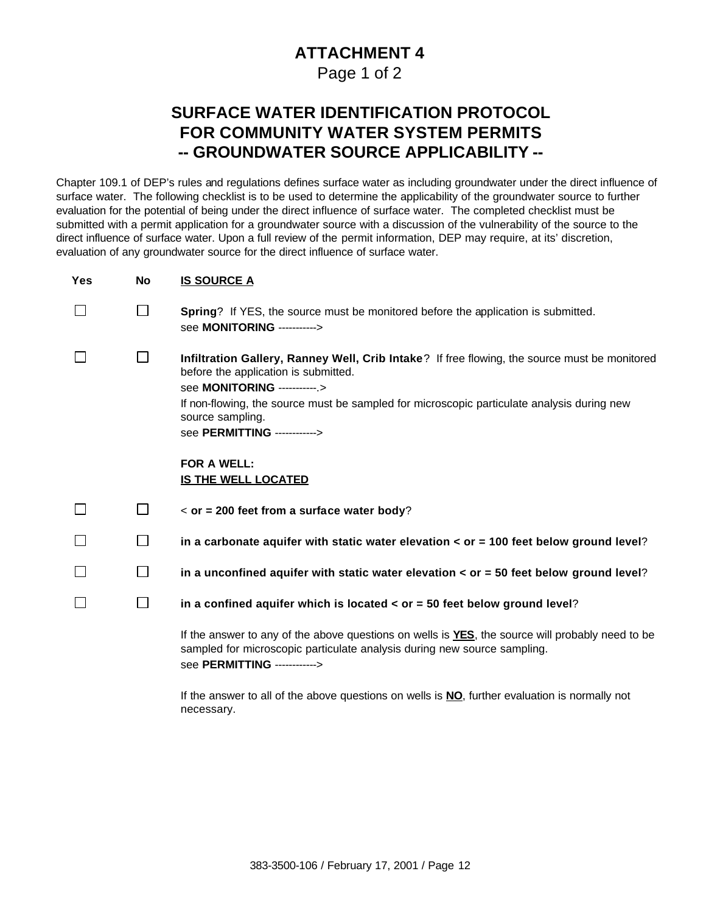# ATTACHMENT 4

Page 1 of 2

## SURFACE WATER IDENTIFICATION PROTOCOL FOR COMMUNITY WATER SYSTEM PERMITS -- GROUNDWATER SOURCE APPLICABILITY --

Chapter 109.1 of DEP's rules and regulations defines surface water as including groundwater under the direct influence of surface water. The following checklist is to be used to determine the applicability of the groundwater source to further evaluation for the potential of being under the direct influence of surface water. The completed checklist must be submitted with a permit application for a groundwater source with a discussion of the vulnerability of the source to the direct influence of surface water. Upon a full review of the permit information, DEP may require, at its' discretion, evaluation of any groundwater source for the direct influence of surface water.

| Yes | No | IS SOURCE A |
|---|---|---|
| ☐ | ☐ | **Spring**? If YES, the source must be monitored before the application is submitted. see **MONITORING** -----------> |
| ☐ | ☐ | **Infiltration Gallery, Ranney Well, Crib Intake**? If free flowing, the source must be monitored before the application is submitted. see **MONITORING** -----------.> If non-flowing, the source must be sampled for microscopic particulate analysis during new source sampling. see **PERMITTING** ------------> |
| | | **FOR A WELL: IS THE WELL LOCATED** |
| ☐ | ☐ | < **or = 200 feet from a surface water body**? |
| ☐ | ☐ | **in a carbonate aquifer with static water elevation < or = 100 feet below ground level**? |
| ☐ | ☐ | **in a unconfined aquifer with static water elevation < or = 50 feet below ground level**? |
| ☐ | ☐ | **in a confined aquifer which is located < or = 50 feet below ground level**? |

If the answer to any of the above questions on wells is **YES**, the source will probably need to be sampled for microscopic particulate analysis during new source sampling.
see **PERMITTING** ------------>

If the answer to all of the above questions on wells is **NO**, further evaluation is normally not necessary.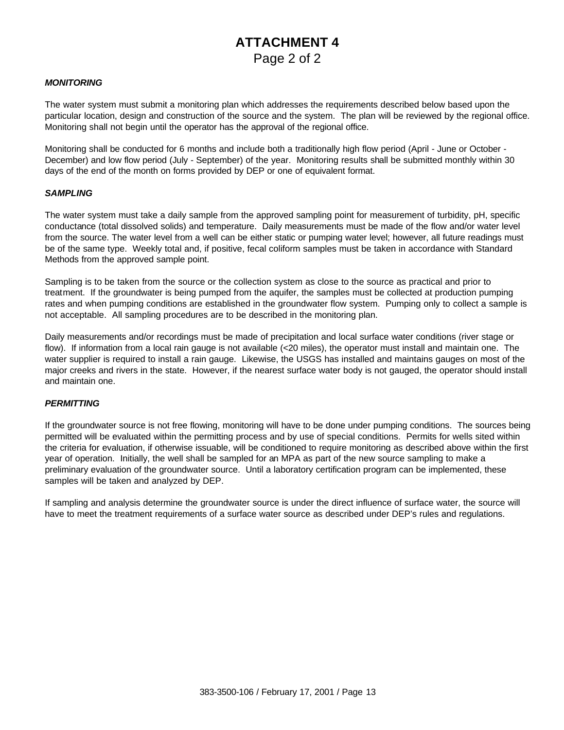# ATTACHMENT 4

Page 2 of 2

***MONITORING***

The water system must submit a monitoring plan which addresses the requirements described below based upon the particular location, design and construction of the source and the system. The plan will be reviewed by the regional office. Monitoring shall not begin until the operator has the approval of the regional office.

Monitoring shall be conducted for 6 months and include both a traditionally high flow period (April - June or October - December) and low flow period (July - September) of the year. Monitoring results shall be submitted monthly within 30 days of the end of the month on forms provided by DEP or one of equivalent format.

***SAMPLING***

The water system must take a daily sample from the approved sampling point for measurement of turbidity, pH, specific conductance (total dissolved solids) and temperature. Daily measurements must be made of the flow and/or water level from the source. The water level from a well can be either static or pumping water level; however, all future readings must be of the same type. Weekly total and, if positive, fecal coliform samples must be taken in accordance with Standard Methods from the approved sample point.

Sampling is to be taken from the source or the collection system as close to the source as practical and prior to treatment. If the groundwater is being pumped from the aquifer, the samples must be collected at production pumping rates and when pumping conditions are established in the groundwater flow system. Pumping only to collect a sample is not acceptable. All sampling procedures are to be described in the monitoring plan.

Daily measurements and/or recordings must be made of precipitation and local surface water conditions (river stage or flow). If information from a local rain gauge is not available (<20 miles), the operator must install and maintain one. The water supplier is required to install a rain gauge. Likewise, the USGS has installed and maintains gauges on most of the major creeks and rivers in the state. However, if the nearest surface water body is not gauged, the operator should install and maintain one.

***PERMITTING***

If the groundwater source is not free flowing, monitoring will have to be done under pumping conditions. The sources being permitted will be evaluated within the permitting process and by use of special conditions. Permits for wells sited within the criteria for evaluation, if otherwise issuable, will be conditioned to require monitoring as described above within the first year of operation. Initially, the well shall be sampled for an MPA as part of the new source sampling to make a preliminary evaluation of the groundwater source. Until a laboratory certification program can be implemented, these samples will be taken and analyzed by DEP.

If sampling and analysis determine the groundwater source is under the direct influence of surface water, the source will have to meet the treatment requirements of a surface water source as described under DEP's rules and regulations.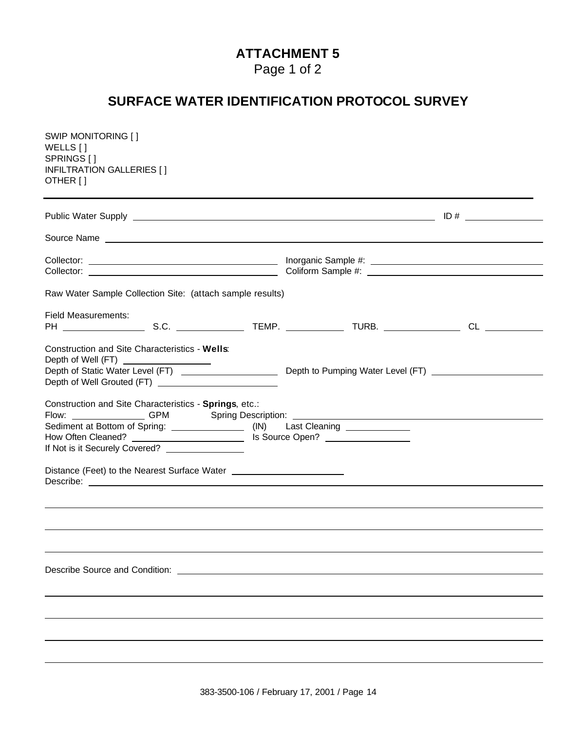# ATTACHMENT 5

Page 1 of 2

## SURFACE WATER IDENTIFICATION PROTOCOL SURVEY

SWIP MONITORING [ ]
WELLS [ ]
SPRINGS [ ]
INFILTRATION GALLERIES [ ]
OTHER [ ]

---

Public Water Supply ______________________________ ID # ____________

Source Name ______________________________

Collector: ____________________ Inorganic Sample #: ____________________
Collector: ____________________ Coliform Sample #: ____________________

Raw Water Sample Collection Site: (attach sample results)

Field Measurements:
PH ____________ S.C. ____________ TEMP. ____________ TURB. ____________ CL ____________

Construction and Site Characteristics - **Wells**:
Depth of Well (FT) ____________
Depth of Static Water Level (FT) ____________ Depth to Pumping Water Level (FT) ____________
Depth of Well Grouted (FT) ____________

Construction and Site Characteristics - **Springs**, etc.:
Flow: ____________ GPM Spring Description: ____________________
Sediment at Bottom of Spring: ____________ (IN) Last Cleaning ____________
How Often Cleaned? ____________ Is Source Open? ____________
If Not is it Securely Covered? ____________

Distance (Feet) to the Nearest Surface Water ____________
Describe: ______________________________

______________________________

______________________________

______________________________

Describe Source and Condition: ______________________________

______________________________

______________________________

______________________________

______________________________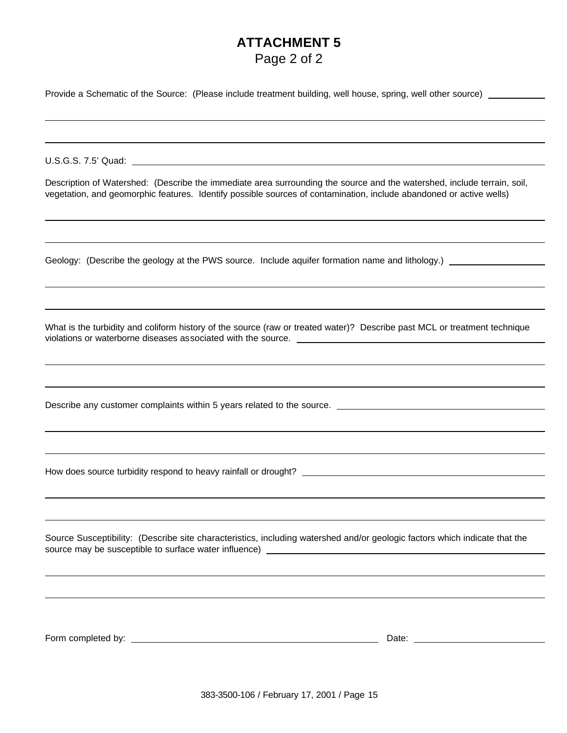# ATTACHMENT 5

Page 2 of 2

Provide a Schematic of the Source: (Please include treatment building, well house, spring, well other source) ___________

_______________________________________________________________________________

_______________________________________________________________________________

U.S.G.S. 7.5' Quad: ___________________________________________________________

Description of Watershed: (Describe the immediate area surrounding the source and the watershed, include terrain, soil, vegetation, and geomorphic features. Identify possible sources of contamination, include abandoned or active wells)

_______________________________________________________________________________

_______________________________________________________________________________

Geology: (Describe the geology at the PWS source. Include aquifer formation name and lithology.) ___________________

_______________________________________________________________________________

_______________________________________________________________________________

What is the turbidity and coliform history of the source (raw or treated water)? Describe past MCL or treatment technique violations or waterborne diseases associated with the source. ___________________________________

_______________________________________________________________________________

_______________________________________________________________________________

Describe any customer complaints within 5 years related to the source. ___________________________

_______________________________________________________________________________

_______________________________________________________________________________

How does source turbidity respond to heavy rainfall or drought? _________________________________

_______________________________________________________________________________

_______________________________________________________________________________

Source Susceptibility: (Describe site characteristics, including watershed and/or geologic factors which indicate that the source may be susceptible to surface water influence) ___________________________________

_______________________________________________________________________________

_______________________________________________________________________________

Form completed by: ______________________________________ Date: ____________________

383-3500-106 / February 17, 2001 / Page 15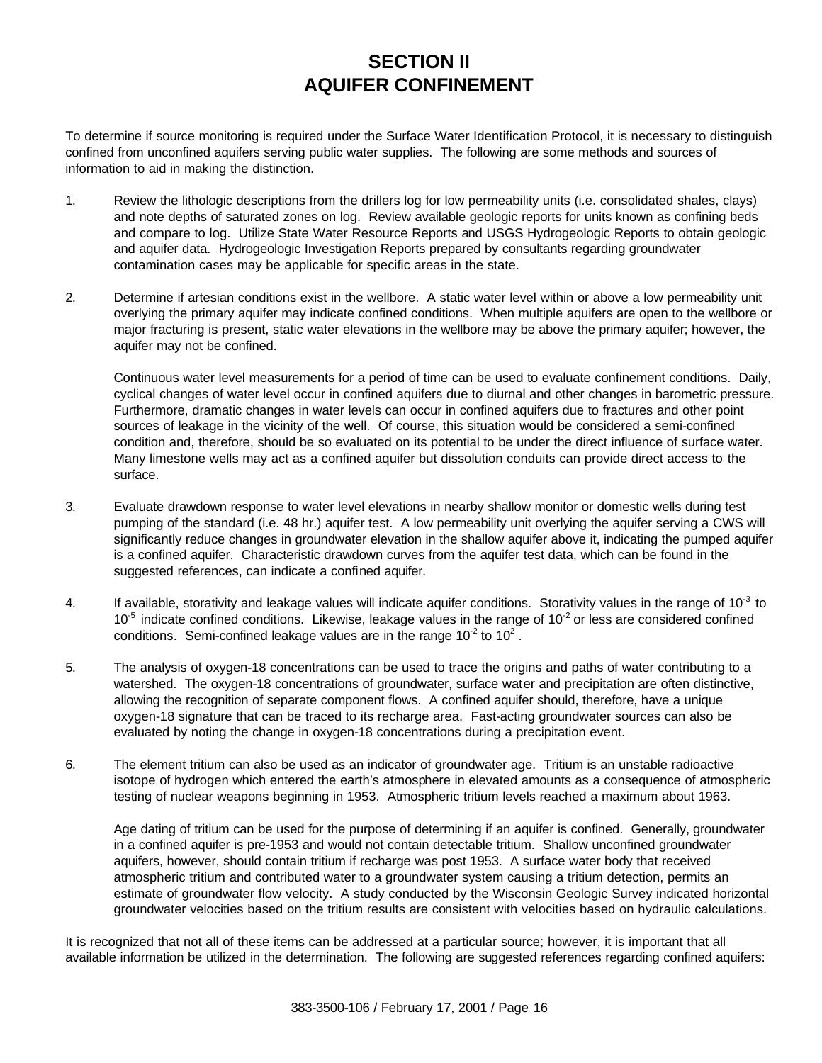# SECTION II
# AQUIFER CONFINEMENT

To determine if source monitoring is required under the Surface Water Identification Protocol, it is necessary to distinguish confined from unconfined aquifers serving public water supplies. The following are some methods and sources of information to aid in making the distinction.

1. Review the lithologic descriptions from the drillers log for low permeability units (i.e. consolidated shales, clays) and note depths of saturated zones on log. Review available geologic reports for units known as confining beds and compare to log. Utilize State Water Resource Reports and USGS Hydrogeologic Reports to obtain geologic and aquifer data. Hydrogeologic Investigation Reports prepared by consultants regarding groundwater contamination cases may be applicable for specific areas in the state.

2. Determine if artesian conditions exist in the wellbore. A static water level within or above a low permeability unit overlying the primary aquifer may indicate confined conditions. When multiple aquifers are open to the wellbore or major fracturing is present, static water elevations in the wellbore may be above the primary aquifer; however, the aquifer may not be confined.

   Continuous water level measurements for a period of time can be used to evaluate confinement conditions. Daily, cyclical changes of water level occur in confined aquifers due to diurnal and other changes in barometric pressure. Furthermore, dramatic changes in water levels can occur in confined aquifers due to fractures and other point sources of leakage in the vicinity of the well. Of course, this situation would be considered a semi-confined condition and, therefore, should be so evaluated on its potential to be under the direct influence of surface water. Many limestone wells may act as a confined aquifer but dissolution conduits can provide direct access to the surface.

3. Evaluate drawdown response to water level elevations in nearby shallow monitor or domestic wells during test pumping of the standard (i.e. 48 hr.) aquifer test. A low permeability unit overlying the aquifer serving a CWS will significantly reduce changes in groundwater elevation in the shallow aquifer above it, indicating the pumped aquifer is a confined aquifer. Characteristic drawdown curves from the aquifer test data, which can be found in the suggested references, can indicate a confined aquifer.

4. If available, storativity and leakage values will indicate aquifer conditions. Storativity values in the range of $10^{-3}$ to $10^{-5}$ indicate confined conditions. Likewise, leakage values in the range of $10^{-2}$ or less are considered confined conditions. Semi-confined leakage values are in the range $10^{-2}$ to $10^{2}$ .

5. The analysis of oxygen-18 concentrations can be used to trace the origins and paths of water contributing to a watershed. The oxygen-18 concentrations of groundwater, surface water and precipitation are often distinctive, allowing the recognition of separate component flows. A confined aquifer should, therefore, have a unique oxygen-18 signature that can be traced to its recharge area. Fast-acting groundwater sources can also be evaluated by noting the change in oxygen-18 concentrations during a precipitation event.

6. The element tritium can also be used as an indicator of groundwater age. Tritium is an unstable radioactive isotope of hydrogen which entered the earth's atmosphere in elevated amounts as a consequence of atmospheric testing of nuclear weapons beginning in 1953. Atmospheric tritium levels reached a maximum about 1963.

   Age dating of tritium can be used for the purpose of determining if an aquifer is confined. Generally, groundwater in a confined aquifer is pre-1953 and would not contain detectable tritium. Shallow unconfined groundwater aquifers, however, should contain tritium if recharge was post 1953. A surface water body that received atmospheric tritium and contributed water to a groundwater system causing a tritium detection, permits an estimate of groundwater flow velocity. A study conducted by the Wisconsin Geologic Survey indicated horizontal groundwater velocities based on the tritium results are consistent with velocities based on hydraulic calculations.

It is recognized that not all of these items can be addressed at a particular source; however, it is important that all available information be utilized in the determination. The following are suggested references regarding confined aquifers: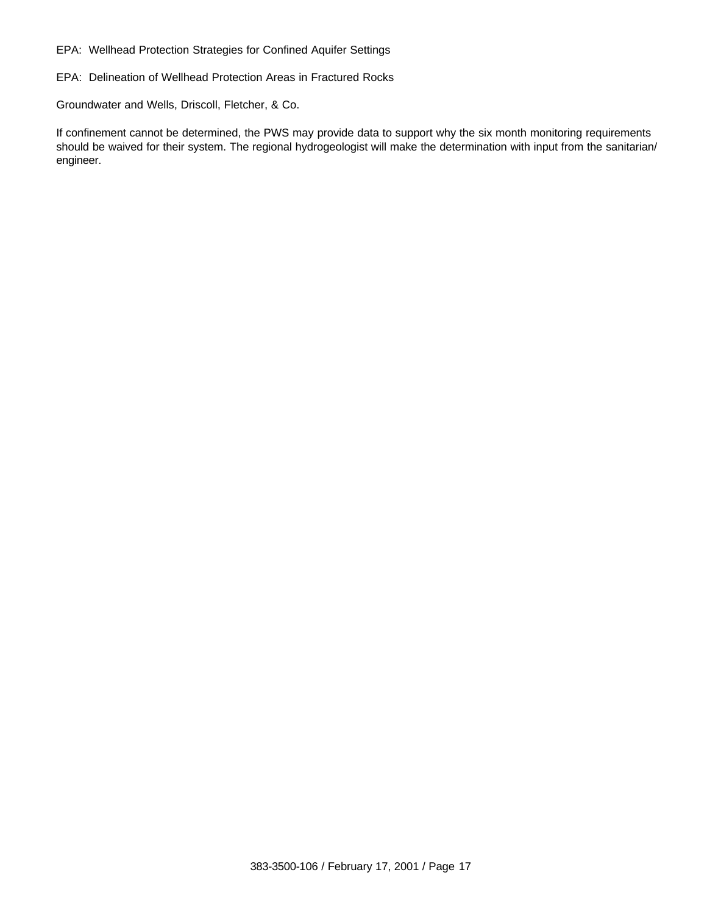EPA: Wellhead Protection Strategies for Confined Aquifer Settings

EPA: Delineation of Wellhead Protection Areas in Fractured Rocks

Groundwater and Wells, Driscoll, Fletcher, & Co.

If confinement cannot be determined, the PWS may provide data to support why the six month monitoring requirements should be waived for their system. The regional hydrogeologist will make the determination with input from the sanitarian/ engineer.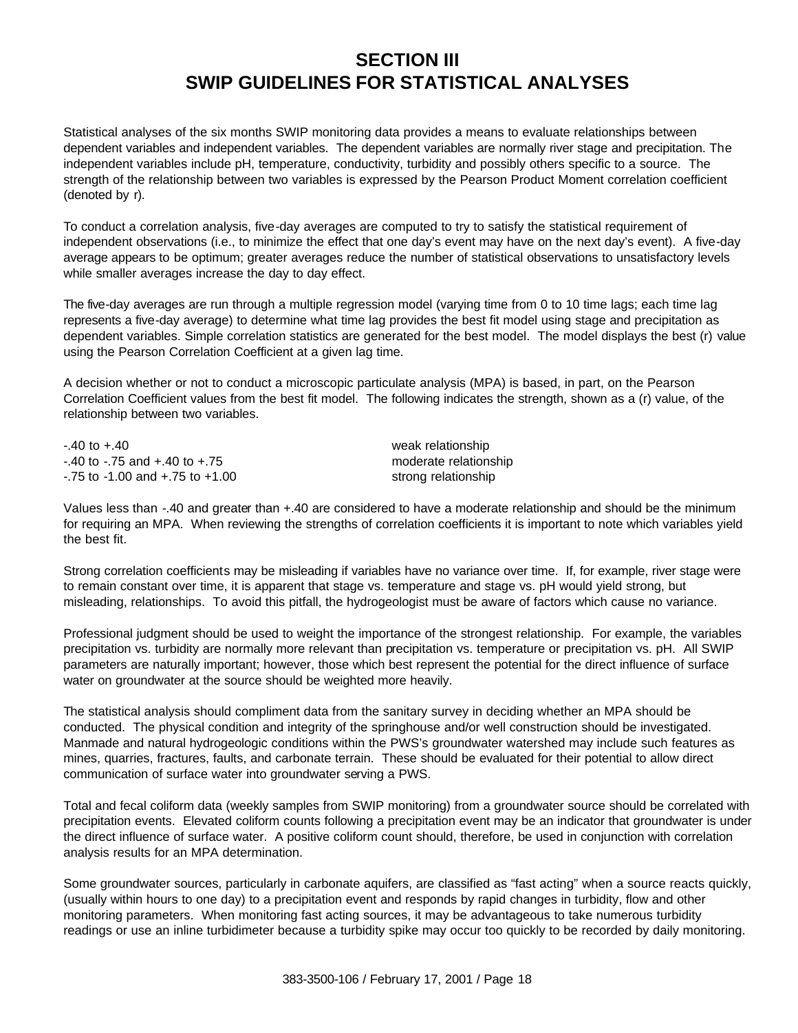# SECTION III
# SWIP GUIDELINES FOR STATISTICAL ANALYSES

Statistical analyses of the six months SWIP monitoring data provides a means to evaluate relationships between dependent variables and independent variables. The dependent variables are normally river stage and precipitation. The independent variables include pH, temperature, conductivity, turbidity and possibly others specific to a source. The strength of the relationship between two variables is expressed by the Pearson Product Moment correlation coefficient (denoted by r).

To conduct a correlation analysis, five-day averages are computed to try to satisfy the statistical requirement of independent observations (i.e., to minimize the effect that one day's event may have on the next day's event). A five-day average appears to be optimum; greater averages reduce the number of statistical observations to unsatisfactory levels while smaller averages increase the day to day effect.

The five-day averages are run through a multiple regression model (varying time from 0 to 10 time lags; each time lag represents a five-day average) to determine what time lag provides the best fit model using stage and precipitation as dependent variables. Simple correlation statistics are generated for the best model. The model displays the best (r) value using the Pearson Correlation Coefficient at a given lag time.

A decision whether or not to conduct a microscopic particulate analysis (MPA) is based, in part, on the Pearson Correlation Coefficient values from the best fit model. The following indicates the strength, shown as a (r) value, of the relationship between two variables.

| | |
|---|---|
| -.40 to +.40 | weak relationship |
| -.40 to -.75 and +.40 to +.75 | moderate relationship |
| -.75 to -1.00 and +.75 to +1.00 | strong relationship |

Values less than -.40 and greater than +.40 are considered to have a moderate relationship and should be the minimum for requiring an MPA. When reviewing the strengths of correlation coefficients it is important to note which variables yield the best fit.

Strong correlation coefficients may be misleading if variables have no variance over time. If, for example, river stage were to remain constant over time, it is apparent that stage vs. temperature and stage vs. pH would yield strong, but misleading, relationships. To avoid this pitfall, the hydrogeologist must be aware of factors which cause no variance.

Professional judgment should be used to weight the importance of the strongest relationship. For example, the variables precipitation vs. turbidity are normally more relevant than precipitation vs. temperature or precipitation vs. pH. All SWIP parameters are naturally important; however, those which best represent the potential for the direct influence of surface water on groundwater at the source should be weighted more heavily.

The statistical analysis should compliment data from the sanitary survey in deciding whether an MPA should be conducted. The physical condition and integrity of the springhouse and/or well construction should be investigated. Manmade and natural hydrogeologic conditions within the PWS's groundwater watershed may include such features as mines, quarries, fractures, faults, and carbonate terrain. These should be evaluated for their potential to allow direct communication of surface water into groundwater serving a PWS.

Total and fecal coliform data (weekly samples from SWIP monitoring) from a groundwater source should be correlated with precipitation events. Elevated coliform counts following a precipitation event may be an indicator that groundwater is under the direct influence of surface water. A positive coliform count should, therefore, be used in conjunction with correlation analysis results for an MPA determination.

Some groundwater sources, particularly in carbonate aquifers, are classified as "fast acting" when a source reacts quickly, (usually within hours to one day) to a precipitation event and responds by rapid changes in turbidity, flow and other monitoring parameters. When monitoring fast acting sources, it may be advantageous to take numerous turbidity readings or use an inline turbidimeter because a turbidity spike may occur too quickly to be recorded by daily monitoring.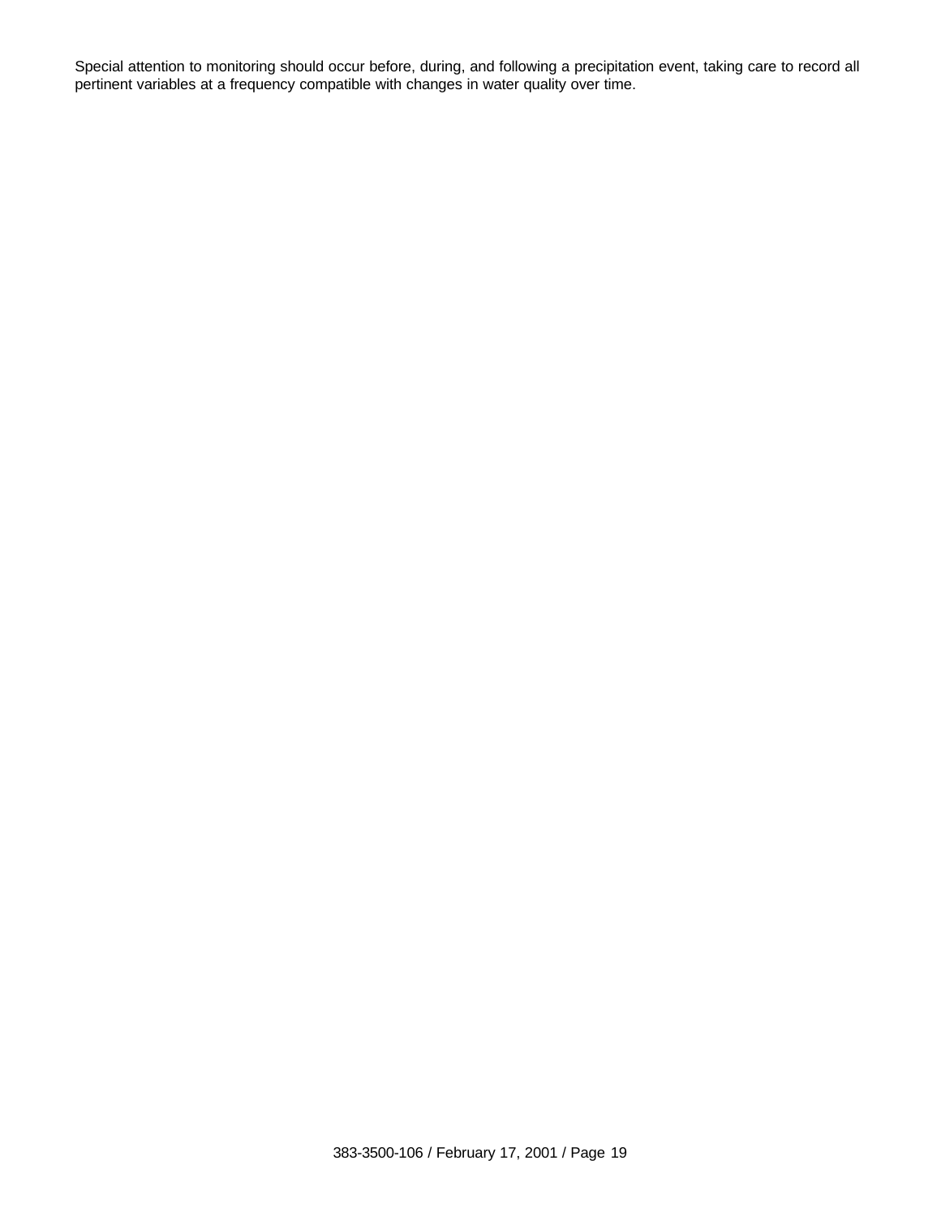Special attention to monitoring should occur before, during, and following a precipitation event, taking care to record all pertinent variables at a frequency compatible with changes in water quality over time.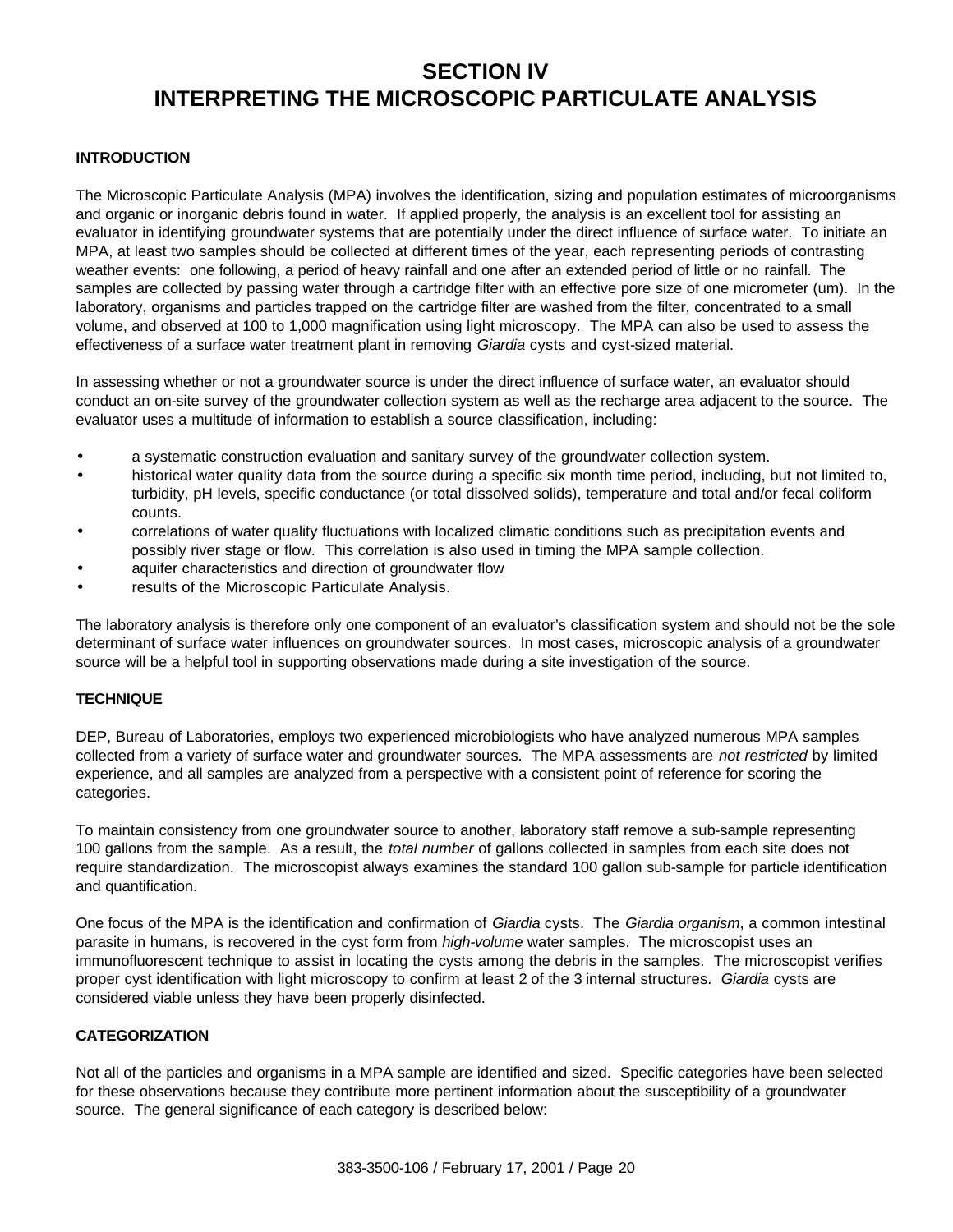# SECTION IV
# INTERPRETING THE MICROSCOPIC PARTICULATE ANALYSIS

**INTRODUCTION**

The Microscopic Particulate Analysis (MPA) involves the identification, sizing and population estimates of microorganisms and organic or inorganic debris found in water. If applied properly, the analysis is an excellent tool for assisting an evaluator in identifying groundwater systems that are potentially under the direct influence of surface water. To initiate an MPA, at least two samples should be collected at different times of the year, each representing periods of contrasting weather events: one following, a period of heavy rainfall and one after an extended period of little or no rainfall. The samples are collected by passing water through a cartridge filter with an effective pore size of one micrometer (um). In the laboratory, organisms and particles trapped on the cartridge filter are washed from the filter, concentrated to a small volume, and observed at 100 to 1,000 magnification using light microscopy. The MPA can also be used to assess the effectiveness of a surface water treatment plant in removing *Giardia* cysts and cyst-sized material.

In assessing whether or not a groundwater source is under the direct influence of surface water, an evaluator should conduct an on-site survey of the groundwater collection system as well as the recharge area adjacent to the source. The evaluator uses a multitude of information to establish a source classification, including:

- a systematic construction evaluation and sanitary survey of the groundwater collection system.
- historical water quality data from the source during a specific six month time period, including, but not limited to, turbidity, pH levels, specific conductance (or total dissolved solids), temperature and total and/or fecal coliform counts.
- correlations of water quality fluctuations with localized climatic conditions such as precipitation events and possibly river stage or flow. This correlation is also used in timing the MPA sample collection.
- aquifer characteristics and direction of groundwater flow
- results of the Microscopic Particulate Analysis.

The laboratory analysis is therefore only one component of an evaluator's classification system and should not be the sole determinant of surface water influences on groundwater sources. In most cases, microscopic analysis of a groundwater source will be a helpful tool in supporting observations made during a site investigation of the source.

**TECHNIQUE**

DEP, Bureau of Laboratories, employs two experienced microbiologists who have analyzed numerous MPA samples collected from a variety of surface water and groundwater sources. The MPA assessments are *not restricted* by limited experience, and all samples are analyzed from a perspective with a consistent point of reference for scoring the categories.

To maintain consistency from one groundwater source to another, laboratory staff remove a sub-sample representing 100 gallons from the sample. As a result, the *total number* of gallons collected in samples from each site does not require standardization. The microscopist always examines the standard 100 gallon sub-sample for particle identification and quantification.

One focus of the MPA is the identification and confirmation of *Giardia* cysts. The *Giardia organism*, a common intestinal parasite in humans, is recovered in the cyst form from *high-volume* water samples. The microscopist uses an immunofluorescent technique to assist in locating the cysts among the debris in the samples. The microscopist verifies proper cyst identification with light microscopy to confirm at least 2 of the 3 internal structures. *Giardia* cysts are considered viable unless they have been properly disinfected.

**CATEGORIZATION**

Not all of the particles and organisms in a MPA sample are identified and sized. Specific categories have been selected for these observations because they contribute more pertinent information about the susceptibility of a groundwater source. The general significance of each category is described below: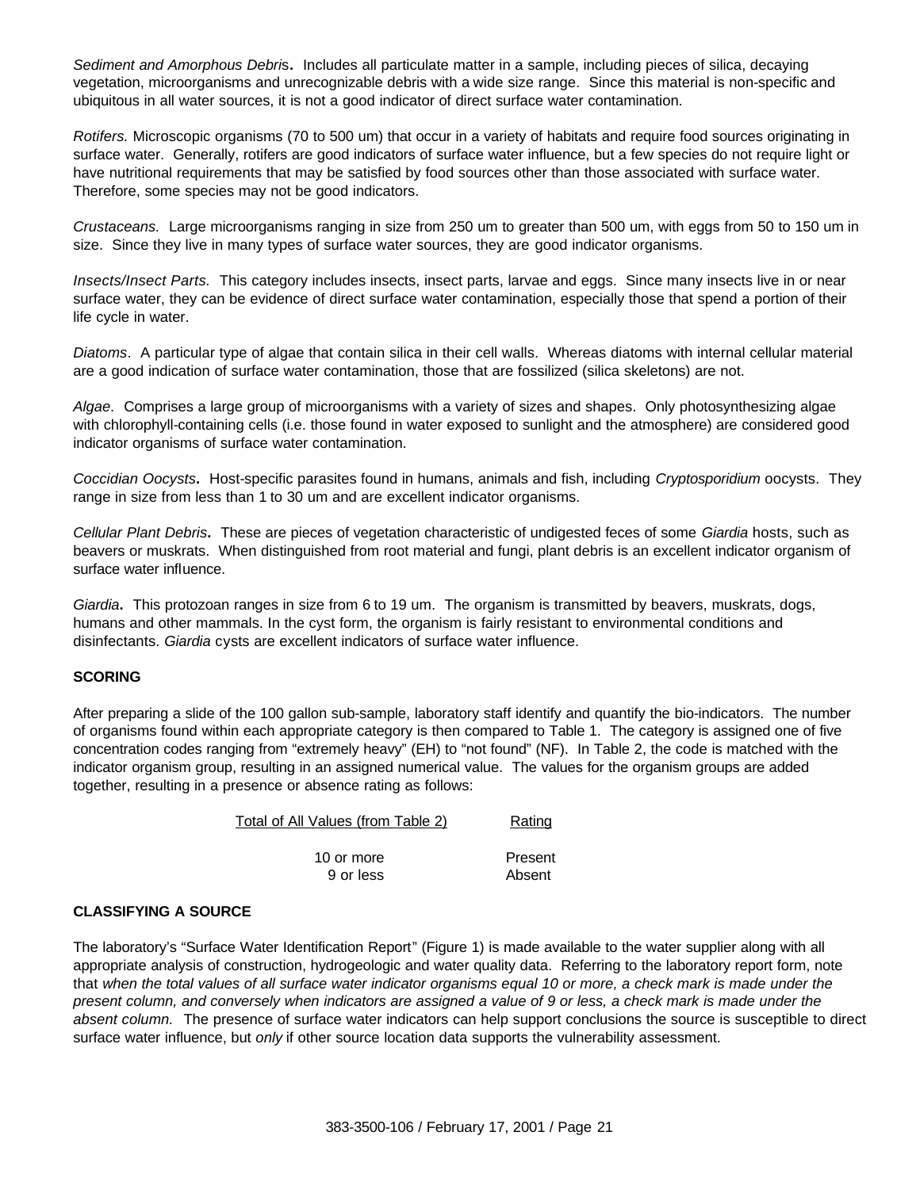*Sediment and Amorphous Debris***.** Includes all particulate matter in a sample, including pieces of silica, decaying vegetation, microorganisms and unrecognizable debris with a wide size range. Since this material is non-specific and ubiquitous in all water sources, it is not a good indicator of direct surface water contamination.

*Rotifers.* Microscopic organisms (70 to 500 um) that occur in a variety of habitats and require food sources originating in surface water. Generally, rotifers are good indicators of surface water influence, but a few species do not require light or have nutritional requirements that may be satisfied by food sources other than those associated with surface water. Therefore, some species may not be good indicators.

*Crustaceans.* Large microorganisms ranging in size from 250 um to greater than 500 um, with eggs from 50 to 150 um in size. Since they live in many types of surface water sources, they are good indicator organisms.

*Insects/Insect Parts.* This category includes insects, insect parts, larvae and eggs. Since many insects live in or near surface water, they can be evidence of direct surface water contamination, especially those that spend a portion of their life cycle in water.

*Diatoms*. A particular type of algae that contain silica in their cell walls. Whereas diatoms with internal cellular material are a good indication of surface water contamination, those that are fossilized (silica skeletons) are not.

*Algae*. Comprises a large group of microorganisms with a variety of sizes and shapes. Only photosynthesizing algae with chlorophyll-containing cells (i.e. those found in water exposed to sunlight and the atmosphere) are considered good indicator organisms of surface water contamination.

*Coccidian Oocysts***.** Host-specific parasites found in humans, animals and fish, including *Cryptosporidium* oocysts. They range in size from less than 1 to 30 um and are excellent indicator organisms.

*Cellular Plant Debris***.** These are pieces of vegetation characteristic of undigested feces of some *Giardia* hosts, such as beavers or muskrats. When distinguished from root material and fungi, plant debris is an excellent indicator organism of surface water influence.

*Giardia***.** This protozoan ranges in size from 6 to 19 um. The organism is transmitted by beavers, muskrats, dogs, humans and other mammals. In the cyst form, the organism is fairly resistant to environmental conditions and disinfectants. *Giardia* cysts are excellent indicators of surface water influence.

**SCORING**

After preparing a slide of the 100 gallon sub-sample, laboratory staff identify and quantify the bio-indicators. The number of organisms found within each appropriate category is then compared to Table 1. The category is assigned one of five concentration codes ranging from "extremely heavy" (EH) to "not found" (NF). In Table 2, the code is matched with the indicator organism group, resulting in an assigned numerical value. The values for the organism groups are added together, resulting in a presence or absence rating as follows:

| Total of All Values (from Table 2) | Rating |
|---|---|
| 10 or more | Present |
| 9 or less | Absent |

**CLASSIFYING A SOURCE**

The laboratory's "Surface Water Identification Report" (Figure 1) is made available to the water supplier along with all appropriate analysis of construction, hydrogeologic and water quality data. Referring to the laboratory report form, note that *when the total values of all surface water indicator organisms equal 10 or more, a check mark is made under the present column, and conversely when indicators are assigned a value of 9 or less, a check mark is made under the absent column.* The presence of surface water indicators can help support conclusions the source is susceptible to direct surface water influence, but *only* if other source location data supports the vulnerability assessment.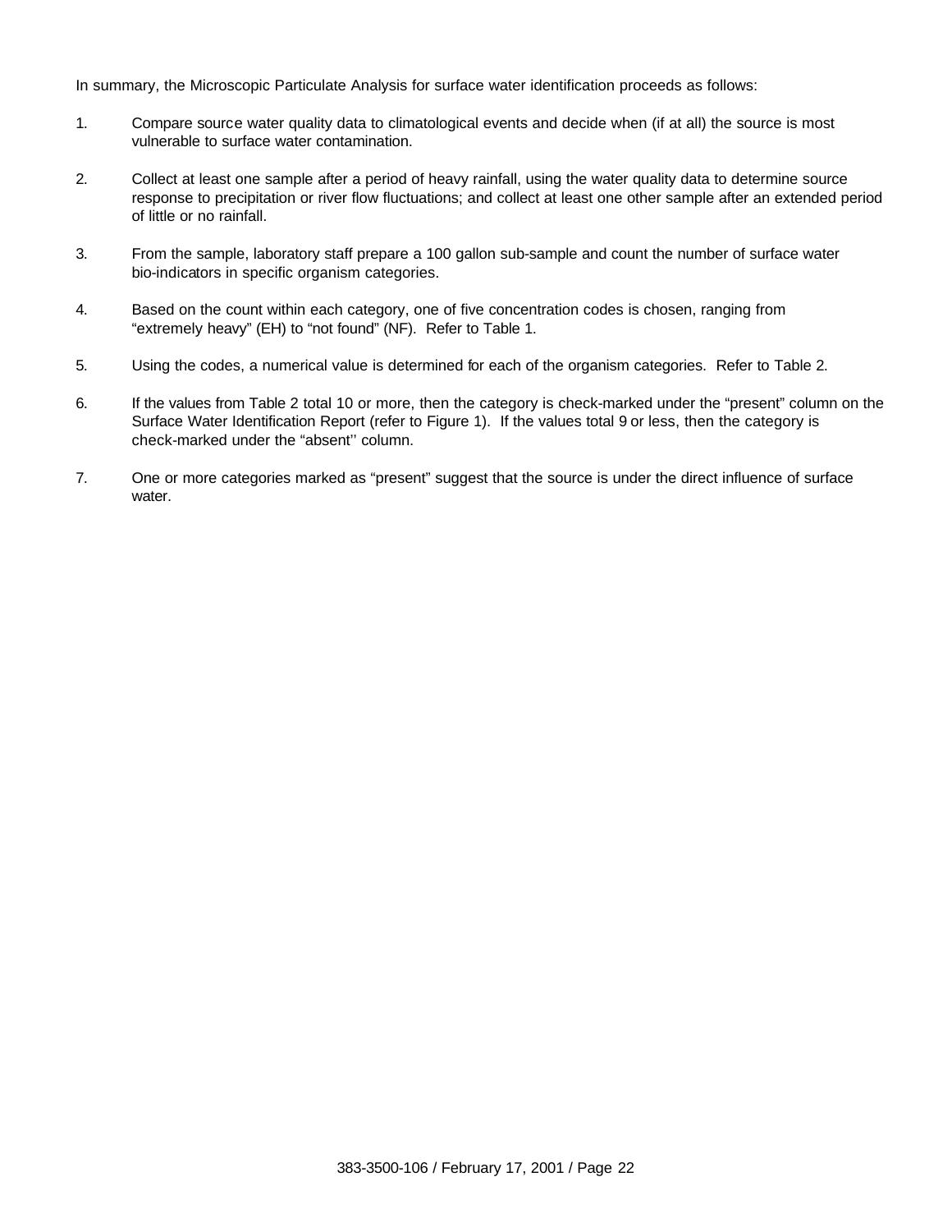In summary, the Microscopic Particulate Analysis for surface water identification proceeds as follows:

1. Compare source water quality data to climatological events and decide when (if at all) the source is most vulnerable to surface water contamination.

2. Collect at least one sample after a period of heavy rainfall, using the water quality data to determine source response to precipitation or river flow fluctuations; and collect at least one other sample after an extended period of little or no rainfall.

3. From the sample, laboratory staff prepare a 100 gallon sub-sample and count the number of surface water bio-indicators in specific organism categories.

4. Based on the count within each category, one of five concentration codes is chosen, ranging from "extremely heavy" (EH) to "not found" (NF). Refer to Table 1.

5. Using the codes, a numerical value is determined for each of the organism categories. Refer to Table 2.

6. If the values from Table 2 total 10 or more, then the category is check-marked under the "present" column on the Surface Water Identification Report (refer to Figure 1). If the values total 9 or less, then the category is check-marked under the "absent'' column.

7. One or more categories marked as "present" suggest that the source is under the direct influence of surface water.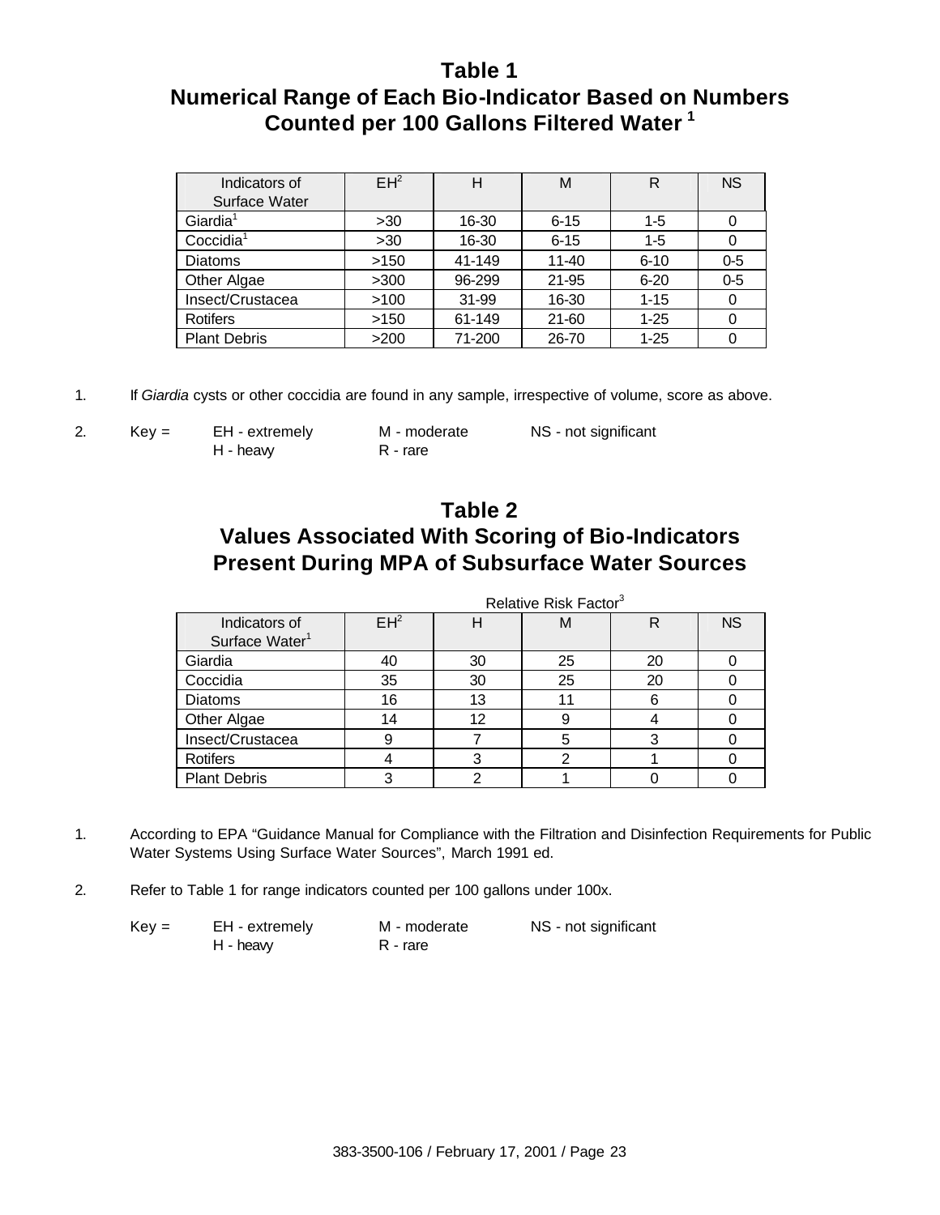## Table 1
## Numerical Range of Each Bio-Indicator Based on Numbers Counted per 100 Gallons Filtered Water [1]

| Indicators of Surface Water | EH[2] | H | M | R | NS |
|---|---|---|---|---|---|
| Giardia[1] | >30 | 16-30 | 6-15 | 1-5 | 0 |
| Coccidia[1] | >30 | 16-30 | 6-15 | 1-5 | 0 |
| Diatoms | >150 | 41-149 | 11-40 | 6-10 | 0-5 |
| Other Algae | >300 | 96-299 | 21-95 | 6-20 | 0-5 |
| Insect/Crustacea | >100 | 31-99 | 16-30 | 1-15 | 0 |
| Rotifers | >150 | 61-149 | 21-60 | 1-25 | 0 |
| Plant Debris | >200 | 71-200 | 26-70 | 1-25 | 0 |

1. If *Giardia* cysts or other coccidia are found in any sample, irrespective of volume, score as above.

2. Key = EH - extremely, H - heavy, M - moderate, R - rare, NS - not significant

## Table 2
## Values Associated With Scoring of Bio-Indicators Present During MPA of Subsurface Water Sources

| | Relative Risk Factor[3] | | | | |
|---|---|---|---|---|---|
| Indicators of Surface Water[1] | EH[2] | H | M | R | NS |
| Giardia | 40 | 30 | 25 | 20 | 0 |
| Coccidia | 35 | 30 | 25 | 20 | 0 |
| Diatoms | 16 | 13 | 11 | 6 | 0 |
| Other Algae | 14 | 12 | 9 | 4 | 0 |
| Insect/Crustacea | 9 | 7 | 5 | 3 | 0 |
| Rotifers | 4 | 3 | 2 | 1 | 0 |
| Plant Debris | 3 | 2 | 1 | 0 | 0 |

1. According to EPA "Guidance Manual for Compliance with the Filtration and Disinfection Requirements for Public Water Systems Using Surface Water Sources", March 1991 ed.

2. Refer to Table 1 for range indicators counted per 100 gallons under 100x.

Key = EH - extremely, H - heavy, M - moderate, R - rare, NS - not significant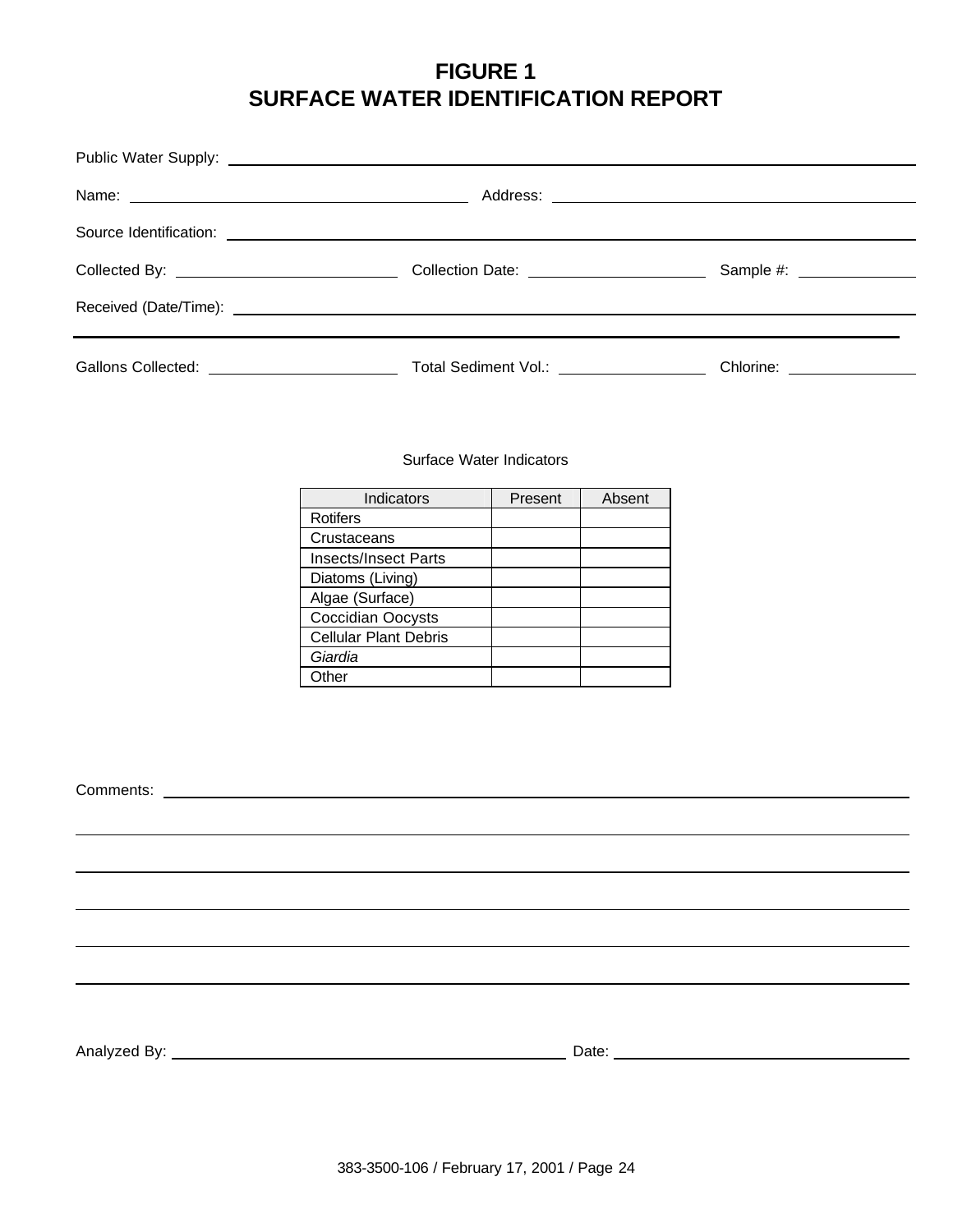# FIGURE 1
# SURFACE WATER IDENTIFICATION REPORT

Public Water Supply: ____________________________________________

Name: ______________________ Address: ______________________

Source Identification: ____________________________________________

Collected By: ______________ Collection Date: ______________ Sample #: __________

Received (Date/Time): ____________________________________________

---

Gallons Collected: ______________ Total Sediment Vol.: ______________ Chlorine: __________

Surface Water Indicators

| Indicators | Present | Absent |
|---|---|---|
| Rotifers | | |
| Crustaceans | | |
| Insects/Insect Parts | | |
| Diatoms (Living) | | |
| Algae (Surface) | | |
| Coccidian Oocysts | | |
| Cellular Plant Debris | | |
| *Giardia* | | |
| Other | | |

Comments: ____________________________________________

____________________________________________

____________________________________________

____________________________________________

____________________________________________

____________________________________________

Analyzed By: ______________________ Date: ______________________

383-3500-106 / February 17, 2001 / Page 24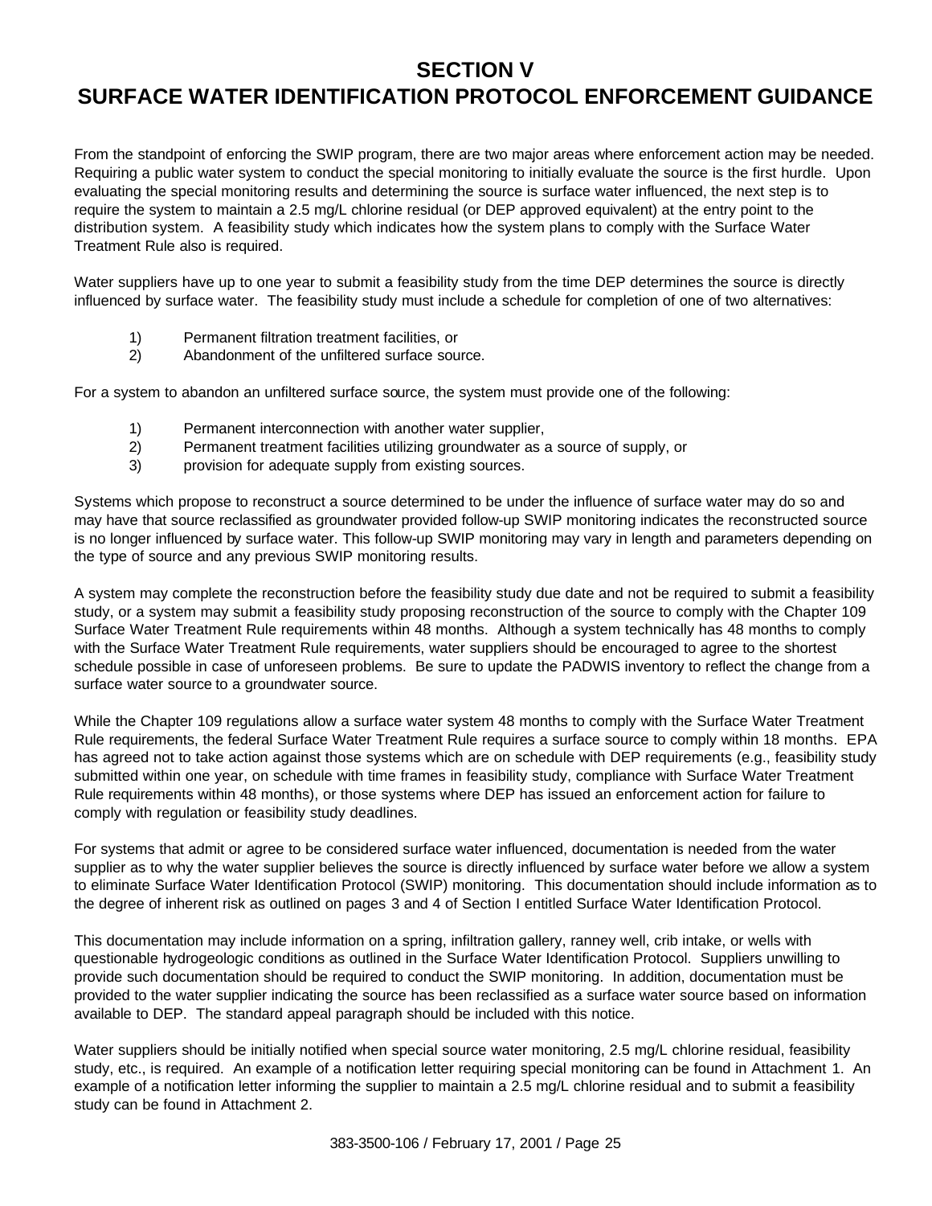# SECTION V
# SURFACE WATER IDENTIFICATION PROTOCOL ENFORCEMENT GUIDANCE

From the standpoint of enforcing the SWIP program, there are two major areas where enforcement action may be needed. Requiring a public water system to conduct the special monitoring to initially evaluate the source is the first hurdle. Upon evaluating the special monitoring results and determining the source is surface water influenced, the next step is to require the system to maintain a 2.5 mg/L chlorine residual (or DEP approved equivalent) at the entry point to the distribution system. A feasibility study which indicates how the system plans to comply with the Surface Water Treatment Rule also is required.

Water suppliers have up to one year to submit a feasibility study from the time DEP determines the source is directly influenced by surface water. The feasibility study must include a schedule for completion of one of two alternatives:

1) Permanent filtration treatment facilities, or
2) Abandonment of the unfiltered surface source.

For a system to abandon an unfiltered surface source, the system must provide one of the following:

1) Permanent interconnection with another water supplier,
2) Permanent treatment facilities utilizing groundwater as a source of supply, or
3) provision for adequate supply from existing sources.

Systems which propose to reconstruct a source determined to be under the influence of surface water may do so and may have that source reclassified as groundwater provided follow-up SWIP monitoring indicates the reconstructed source is no longer influenced by surface water. This follow-up SWIP monitoring may vary in length and parameters depending on the type of source and any previous SWIP monitoring results.

A system may complete the reconstruction before the feasibility study due date and not be required to submit a feasibility study, or a system may submit a feasibility study proposing reconstruction of the source to comply with the Chapter 109 Surface Water Treatment Rule requirements within 48 months. Although a system technically has 48 months to comply with the Surface Water Treatment Rule requirements, water suppliers should be encouraged to agree to the shortest schedule possible in case of unforeseen problems. Be sure to update the PADWIS inventory to reflect the change from a surface water source to a groundwater source.

While the Chapter 109 regulations allow a surface water system 48 months to comply with the Surface Water Treatment Rule requirements, the federal Surface Water Treatment Rule requires a surface source to comply within 18 months. EPA has agreed not to take action against those systems which are on schedule with DEP requirements (e.g., feasibility study submitted within one year, on schedule with time frames in feasibility study, compliance with Surface Water Treatment Rule requirements within 48 months), or those systems where DEP has issued an enforcement action for failure to comply with regulation or feasibility study deadlines.

For systems that admit or agree to be considered surface water influenced, documentation is needed from the water supplier as to why the water supplier believes the source is directly influenced by surface water before we allow a system to eliminate Surface Water Identification Protocol (SWIP) monitoring. This documentation should include information as to the degree of inherent risk as outlined on pages 3 and 4 of Section I entitled Surface Water Identification Protocol.

This documentation may include information on a spring, infiltration gallery, ranney well, crib intake, or wells with questionable hydrogeologic conditions as outlined in the Surface Water Identification Protocol. Suppliers unwilling to provide such documentation should be required to conduct the SWIP monitoring. In addition, documentation must be provided to the water supplier indicating the source has been reclassified as a surface water source based on information available to DEP. The standard appeal paragraph should be included with this notice.

Water suppliers should be initially notified when special source water monitoring, 2.5 mg/L chlorine residual, feasibility study, etc., is required. An example of a notification letter requiring special monitoring can be found in Attachment 1. An example of a notification letter informing the supplier to maintain a 2.5 mg/L chlorine residual and to submit a feasibility study can be found in Attachment 2.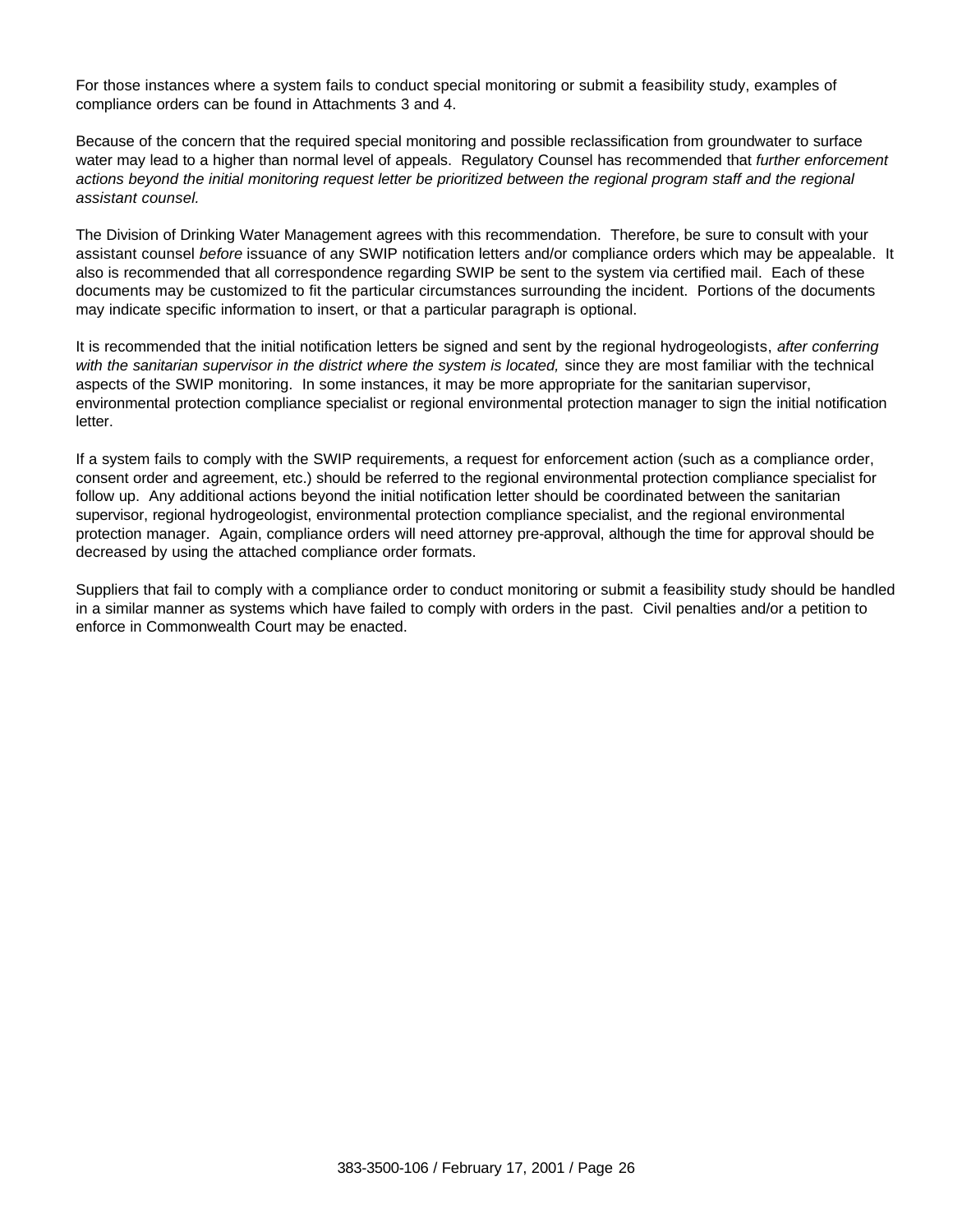For those instances where a system fails to conduct special monitoring or submit a feasibility study, examples of compliance orders can be found in Attachments 3 and 4.

Because of the concern that the required special monitoring and possible reclassification from groundwater to surface water may lead to a higher than normal level of appeals. Regulatory Counsel has recommended that *further enforcement actions beyond the initial monitoring request letter be prioritized between the regional program staff and the regional assistant counsel.*

The Division of Drinking Water Management agrees with this recommendation. Therefore, be sure to consult with your assistant counsel *before* issuance of any SWIP notification letters and/or compliance orders which may be appealable. It also is recommended that all correspondence regarding SWIP be sent to the system via certified mail. Each of these documents may be customized to fit the particular circumstances surrounding the incident. Portions of the documents may indicate specific information to insert, or that a particular paragraph is optional.

It is recommended that the initial notification letters be signed and sent by the regional hydrogeologists, *after conferring with the sanitarian supervisor in the district where the system is located,* since they are most familiar with the technical aspects of the SWIP monitoring. In some instances, it may be more appropriate for the sanitarian supervisor, environmental protection compliance specialist or regional environmental protection manager to sign the initial notification letter.

If a system fails to comply with the SWIP requirements, a request for enforcement action (such as a compliance order, consent order and agreement, etc.) should be referred to the regional environmental protection compliance specialist for follow up. Any additional actions beyond the initial notification letter should be coordinated between the sanitarian supervisor, regional hydrogeologist, environmental protection compliance specialist, and the regional environmental protection manager. Again, compliance orders will need attorney pre-approval, although the time for approval should be decreased by using the attached compliance order formats.

Suppliers that fail to comply with a compliance order to conduct monitoring or submit a feasibility study should be handled in a similar manner as systems which have failed to comply with orders in the past. Civil penalties and/or a petition to enforce in Commonwealth Court may be enacted.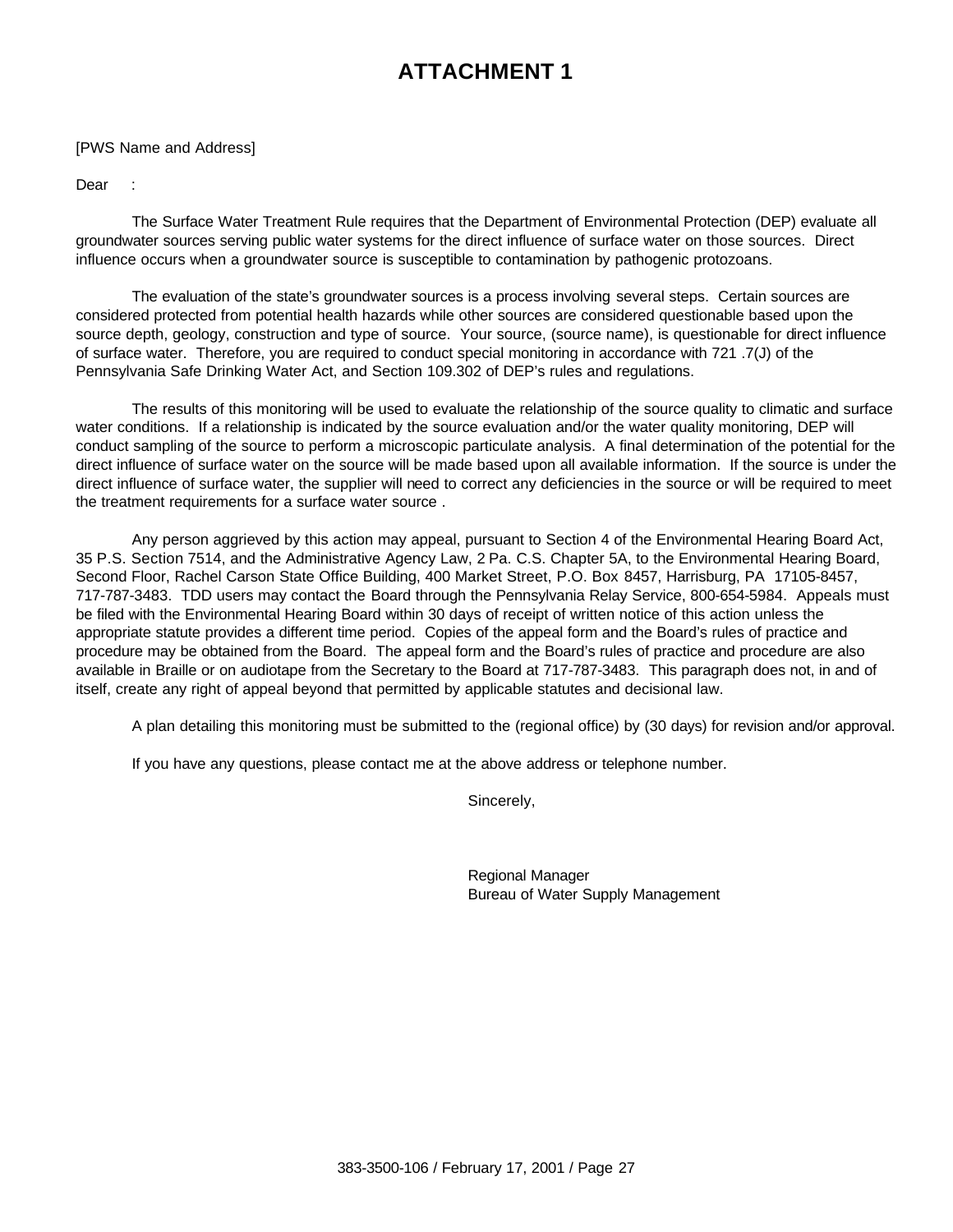# ATTACHMENT 1

[PWS Name and Address]

Dear :

The Surface Water Treatment Rule requires that the Department of Environmental Protection (DEP) evaluate all groundwater sources serving public water systems for the direct influence of surface water on those sources. Direct influence occurs when a groundwater source is susceptible to contamination by pathogenic protozoans.

The evaluation of the state's groundwater sources is a process involving several steps. Certain sources are considered protected from potential health hazards while other sources are considered questionable based upon the source depth, geology, construction and type of source. Your source, (source name), is questionable for direct influence of surface water. Therefore, you are required to conduct special monitoring in accordance with 721 .7(J) of the Pennsylvania Safe Drinking Water Act, and Section 109.302 of DEP's rules and regulations.

The results of this monitoring will be used to evaluate the relationship of the source quality to climatic and surface water conditions. If a relationship is indicated by the source evaluation and/or the water quality monitoring, DEP will conduct sampling of the source to perform a microscopic particulate analysis. A final determination of the potential for the direct influence of surface water on the source will be made based upon all available information. If the source is under the direct influence of surface water, the supplier will need to correct any deficiencies in the source or will be required to meet the treatment requirements for a surface water source .

Any person aggrieved by this action may appeal, pursuant to Section 4 of the Environmental Hearing Board Act, 35 P.S. Section 7514, and the Administrative Agency Law, 2 Pa. C.S. Chapter 5A, to the Environmental Hearing Board, Second Floor, Rachel Carson State Office Building, 400 Market Street, P.O. Box 8457, Harrisburg, PA 17105-8457, 717-787-3483. TDD users may contact the Board through the Pennsylvania Relay Service, 800-654-5984. Appeals must be filed with the Environmental Hearing Board within 30 days of receipt of written notice of this action unless the appropriate statute provides a different time period. Copies of the appeal form and the Board's rules of practice and procedure may be obtained from the Board. The appeal form and the Board's rules of practice and procedure are also available in Braille or on audiotape from the Secretary to the Board at 717-787-3483. This paragraph does not, in and of itself, create any right of appeal beyond that permitted by applicable statutes and decisional law.

A plan detailing this monitoring must be submitted to the (regional office) by (30 days) for revision and/or approval.

If you have any questions, please contact me at the above address or telephone number.

Sincerely,

Regional Manager
Bureau of Water Supply Management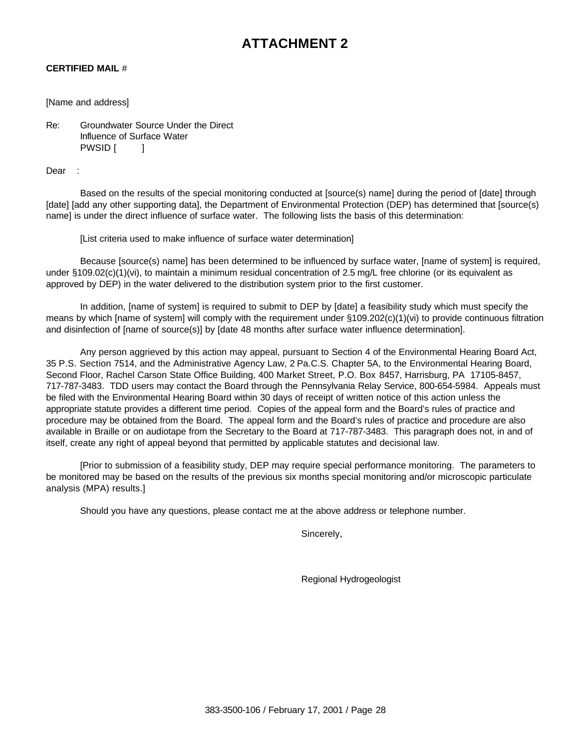# ATTACHMENT 2

**CERTIFIED MAIL** #

[Name and address]

Re: Groundwater Source Under the Direct
Influence of Surface Water
PWSID [ ]

Dear :

Based on the results of the special monitoring conducted at [source(s) name] during the period of [date] through [date] [add any other supporting data], the Department of Environmental Protection (DEP) has determined that [source(s) name] is under the direct influence of surface water. The following lists the basis of this determination:

[List criteria used to make influence of surface water determination]

Because [source(s) name] has been determined to be influenced by surface water, [name of system] is required, under §109.02(c)(1)(vi), to maintain a minimum residual concentration of 2.5 mg/L free chlorine (or its equivalent as approved by DEP) in the water delivered to the distribution system prior to the first customer.

In addition, [name of system] is required to submit to DEP by [date] a feasibility study which must specify the means by which [name of system] will comply with the requirement under §109.202(c)(1)(vi) to provide continuous filtration and disinfection of [name of source(s)] by [date 48 months after surface water influence determination].

Any person aggrieved by this action may appeal, pursuant to Section 4 of the Environmental Hearing Board Act, 35 P.S. Section 7514, and the Administrative Agency Law, 2 Pa.C.S. Chapter 5A, to the Environmental Hearing Board, Second Floor, Rachel Carson State Office Building, 400 Market Street, P.O. Box 8457, Harrisburg, PA 17105-8457, 717-787-3483. TDD users may contact the Board through the Pennsylvania Relay Service, 800-654-5984. Appeals must be filed with the Environmental Hearing Board within 30 days of receipt of written notice of this action unless the appropriate statute provides a different time period. Copies of the appeal form and the Board's rules of practice and procedure may be obtained from the Board. The appeal form and the Board's rules of practice and procedure are also available in Braille or on audiotape from the Secretary to the Board at 717-787-3483. This paragraph does not, in and of itself, create any right of appeal beyond that permitted by applicable statutes and decisional law.

[Prior to submission of a feasibility study, DEP may require special performance monitoring. The parameters to be monitored may be based on the results of the previous six months special monitoring and/or microscopic particulate analysis (MPA) results.]

Should you have any questions, please contact me at the above address or telephone number.

Sincerely,

Regional Hydrogeologist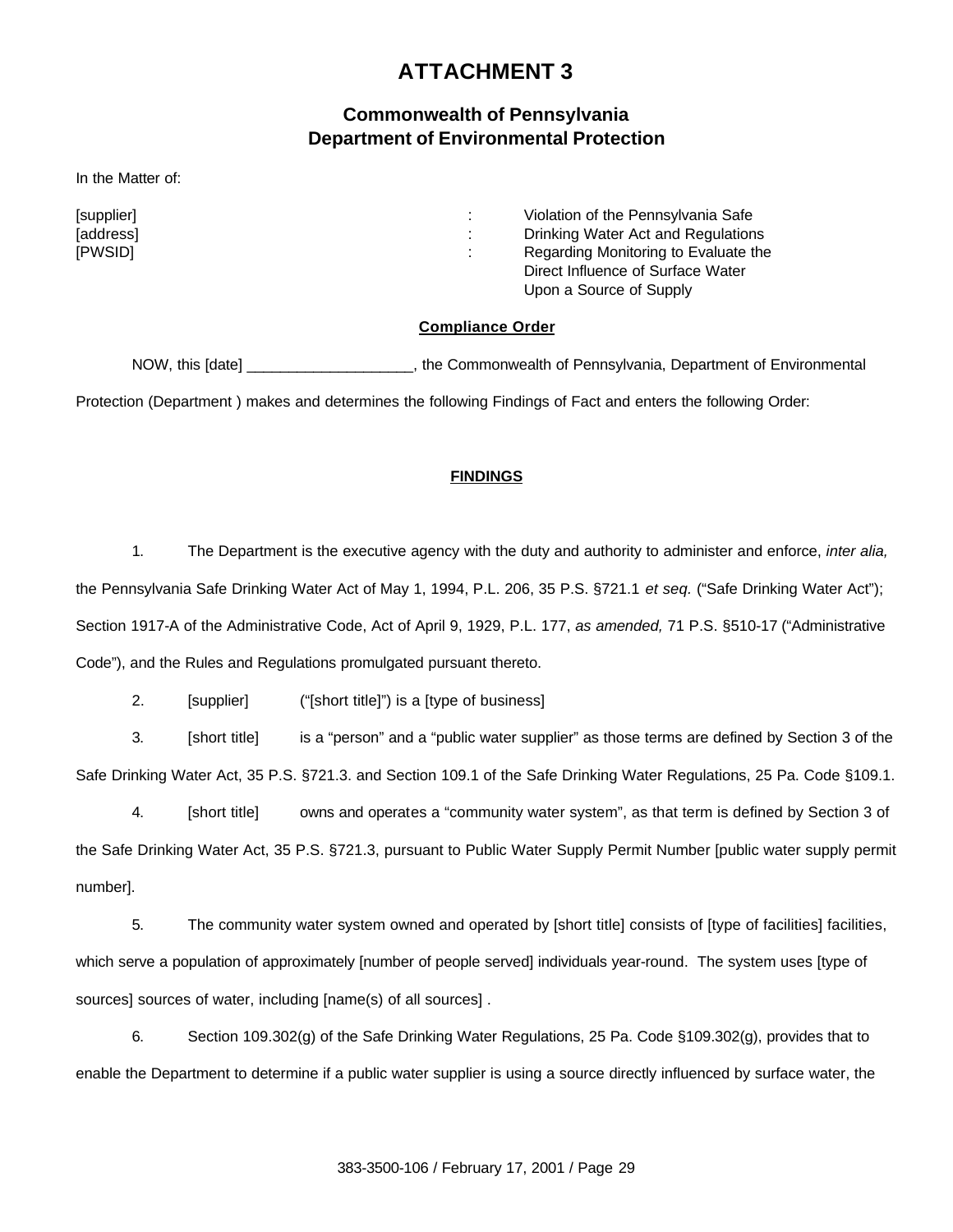# ATTACHMENT 3

## Commonwealth of Pennsylvania
## Department of Environmental Protection

In the Matter of:

| | | |
|---|---|---|
| [supplier] | : | Violation of the Pennsylvania Safe |
| [address] | : | Drinking Water Act and Regulations |
| [PWSID] | : | Regarding Monitoring to Evaluate the Direct Influence of Surface Water Upon a Source of Supply |

**Compliance Order**

NOW, this [date] ____________________, the Commonwealth of Pennsylvania, Department of Environmental Protection (Department ) makes and determines the following Findings of Fact and enters the following Order:

**FINDINGS**

1. The Department is the executive agency with the duty and authority to administer and enforce, *inter alia,* the Pennsylvania Safe Drinking Water Act of May 1, 1994, P.L. 206, 35 P.S. §721.1 *et seq.* ("Safe Drinking Water Act"); Section 1917-A of the Administrative Code, Act of April 9, 1929, P.L. 177, *as amended,* 71 P.S. §510-17 ("Administrative Code"), and the Rules and Regulations promulgated pursuant thereto.

2. [supplier] ("[short title]") is a [type of business]

3. [short title] is a "person" and a "public water supplier" as those terms are defined by Section 3 of the Safe Drinking Water Act, 35 P.S. §721.3. and Section 109.1 of the Safe Drinking Water Regulations, 25 Pa. Code §109.1.

4. [short title] owns and operates a "community water system", as that term is defined by Section 3 of the Safe Drinking Water Act, 35 P.S. §721.3, pursuant to Public Water Supply Permit Number [public water supply permit number].

5. The community water system owned and operated by [short title] consists of [type of facilities] facilities, which serve a population of approximately [number of people served] individuals year-round. The system uses [type of sources] sources of water, including [name(s) of all sources] .

6. Section 109.302(g) of the Safe Drinking Water Regulations, 25 Pa. Code §109.302(g), provides that to enable the Department to determine if a public water supplier is using a source directly influenced by surface water, the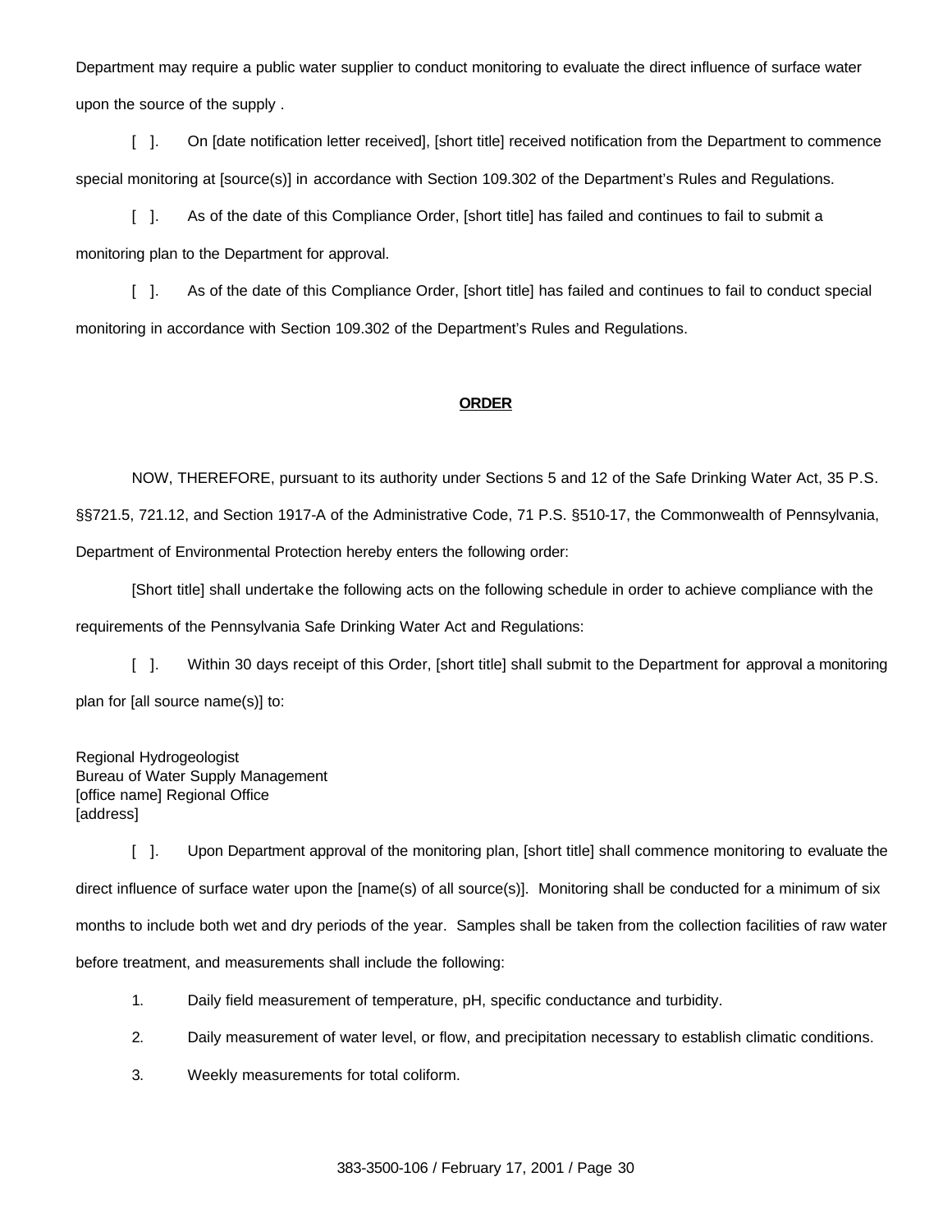Department may require a public water supplier to conduct monitoring to evaluate the direct influence of surface water upon the source of the supply .

[ ]. On [date notification letter received], [short title] received notification from the Department to commence special monitoring at [source(s)] in accordance with Section 109.302 of the Department's Rules and Regulations.

[ ]. As of the date of this Compliance Order, [short title] has failed and continues to fail to submit a monitoring plan to the Department for approval.

[ ]. As of the date of this Compliance Order, [short title] has failed and continues to fail to conduct special monitoring in accordance with Section 109.302 of the Department's Rules and Regulations.

## **ORDER**

NOW, THEREFORE, pursuant to its authority under Sections 5 and 12 of the Safe Drinking Water Act, 35 P.S. §§721.5, 721.12, and Section 1917-A of the Administrative Code, 71 P.S. §510-17, the Commonwealth of Pennsylvania, Department of Environmental Protection hereby enters the following order:

[Short title] shall undertake the following acts on the following schedule in order to achieve compliance with the requirements of the Pennsylvania Safe Drinking Water Act and Regulations:

[ ]. Within 30 days receipt of this Order, [short title] shall submit to the Department for approval a monitoring plan for [all source name(s)] to:

Regional Hydrogeologist
Bureau of Water Supply Management
[office name] Regional Office
[address]

[ ]. Upon Department approval of the monitoring plan, [short title] shall commence monitoring to evaluate the direct influence of surface water upon the [name(s) of all source(s)]. Monitoring shall be conducted for a minimum of six months to include both wet and dry periods of the year. Samples shall be taken from the collection facilities of raw water before treatment, and measurements shall include the following:

1. Daily field measurement of temperature, pH, specific conductance and turbidity.
2. Daily measurement of water level, or flow, and precipitation necessary to establish climatic conditions.
3. Weekly measurements for total coliform.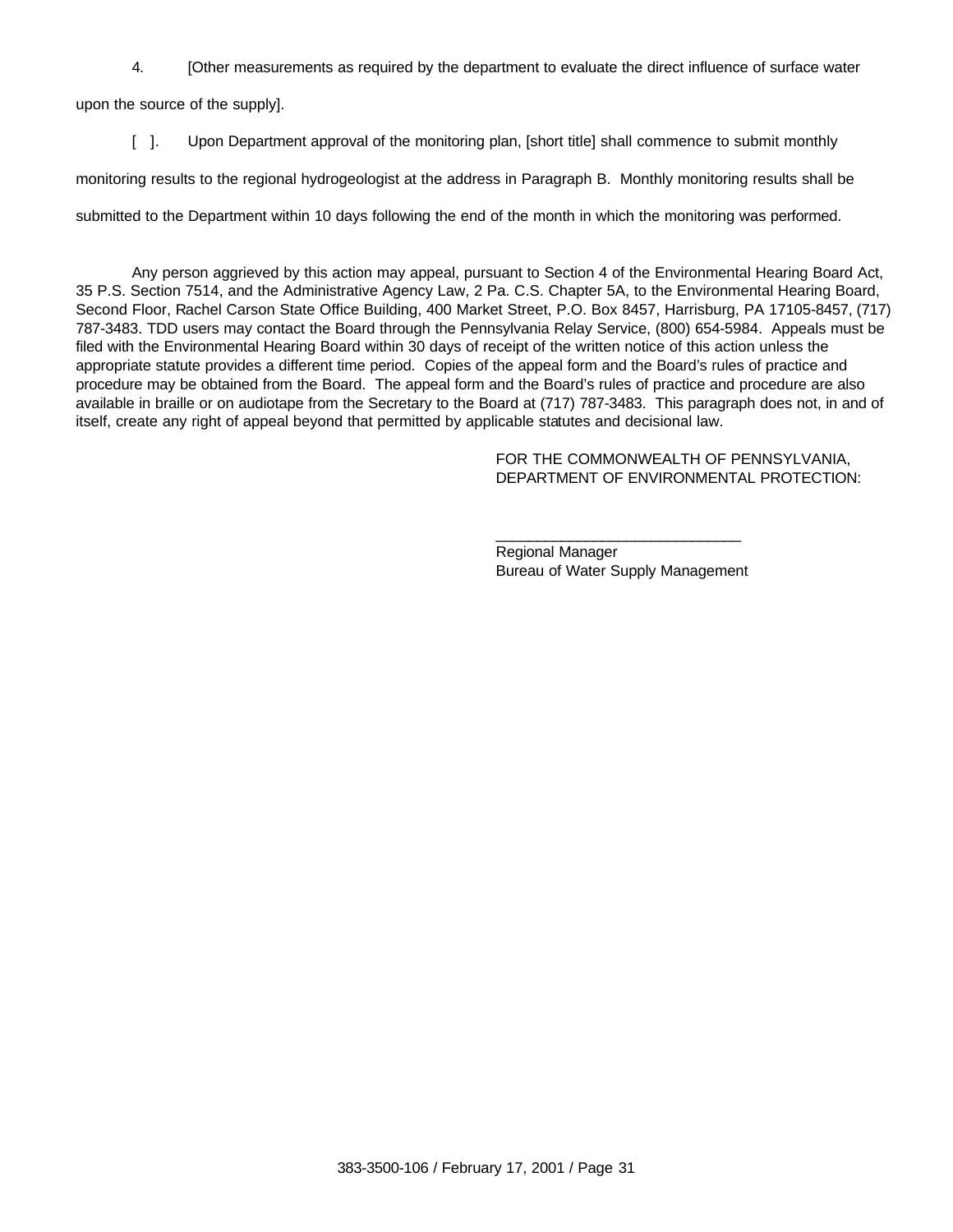4. [Other measurements as required by the department to evaluate the direct influence of surface water upon the source of the supply].

[ ]. Upon Department approval of the monitoring plan, [short title] shall commence to submit monthly monitoring results to the regional hydrogeologist at the address in Paragraph B. Monthly monitoring results shall be submitted to the Department within 10 days following the end of the month in which the monitoring was performed.

Any person aggrieved by this action may appeal, pursuant to Section 4 of the Environmental Hearing Board Act, 35 P.S. Section 7514, and the Administrative Agency Law, 2 Pa. C.S. Chapter 5A, to the Environmental Hearing Board, Second Floor, Rachel Carson State Office Building, 400 Market Street, P.O. Box 8457, Harrisburg, PA 17105-8457, (717) 787-3483. TDD users may contact the Board through the Pennsylvania Relay Service, (800) 654-5984. Appeals must be filed with the Environmental Hearing Board within 30 days of receipt of the written notice of this action unless the appropriate statute provides a different time period. Copies of the appeal form and the Board's rules of practice and procedure may be obtained from the Board. The appeal form and the Board's rules of practice and procedure are also available in braille or on audiotape from the Secretary to the Board at (717) 787-3483. This paragraph does not, in and of itself, create any right of appeal beyond that permitted by applicable statutes and decisional law.

FOR THE COMMONWEALTH OF PENNSYLVANIA,
DEPARTMENT OF ENVIRONMENTAL PROTECTION:

\_\_\_\_\_\_\_\_\_\_\_\_\_\_\_\_\_\_\_\_\_\_\_\_\_\_\_\_\_\_
Regional Manager
Bureau of Water Supply Management

383-3500-106 / February 17, 2001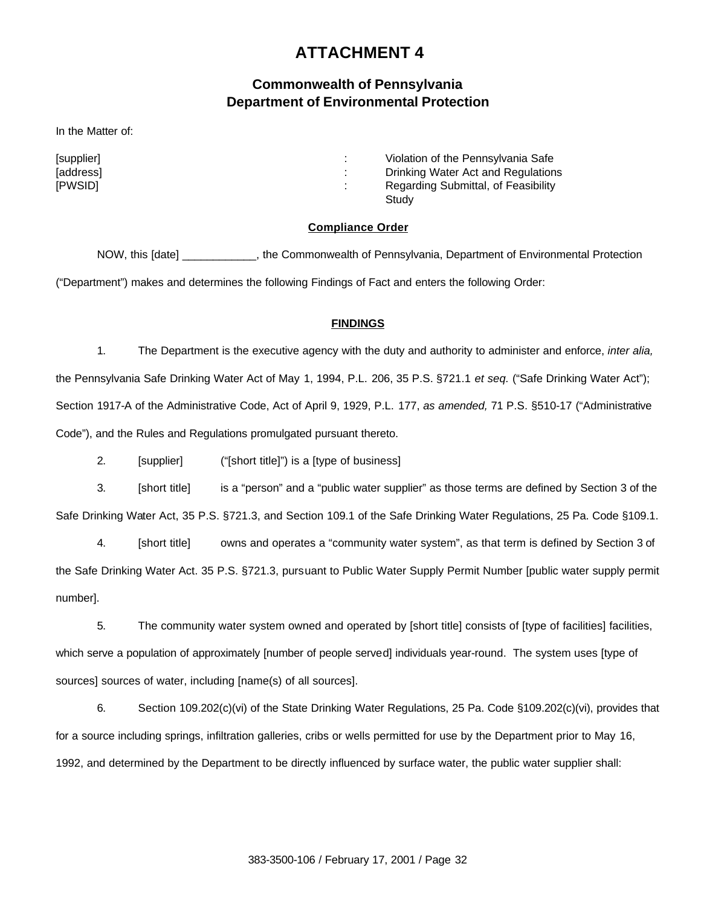# ATTACHMENT 4

## Commonwealth of Pennsylvania
## Department of Environmental Protection

In the Matter of:

| | | |
|---|---|---|
| [supplier] | : | Violation of the Pennsylvania Safe |
| [address] | : | Drinking Water Act and Regulations |
| [PWSID] | : | Regarding Submittal, of Feasibility Study |

**Compliance Order**

NOW, this [date] ____________, the Commonwealth of Pennsylvania, Department of Environmental Protection ("Department") makes and determines the following Findings of Fact and enters the following Order:

**FINDINGS**

1. The Department is the executive agency with the duty and authority to administer and enforce, *inter alia,* the Pennsylvania Safe Drinking Water Act of May 1, 1994, P.L. 206, 35 P.S. §721.1 *et seq.* ("Safe Drinking Water Act"); Section 1917-A of the Administrative Code, Act of April 9, 1929, P.L. 177, *as amended,* 71 P.S. §510-17 ("Administrative Code"), and the Rules and Regulations promulgated pursuant thereto.

2. [supplier] ("[short title]") is a [type of business]

3. [short title] is a "person" and a "public water supplier" as those terms are defined by Section 3 of the Safe Drinking Water Act, 35 P.S. §721.3, and Section 109.1 of the Safe Drinking Water Regulations, 25 Pa. Code §109.1.

4. [short title] owns and operates a "community water system", as that term is defined by Section 3 of the Safe Drinking Water Act. 35 P.S. §721.3, pursuant to Public Water Supply Permit Number [public water supply permit number].

5. The community water system owned and operated by [short title] consists of [type of facilities] facilities, which serve a population of approximately [number of people served] individuals year-round. The system uses [type of sources] sources of water, including [name(s) of all sources].

6. Section 109.202(c)(vi) of the State Drinking Water Regulations, 25 Pa. Code §109.202(c)(vi), provides that for a source including springs, infiltration galleries, cribs or wells permitted for use by the Department prior to May 16, 1992, and determined by the Department to be directly influenced by surface water, the public water supplier shall: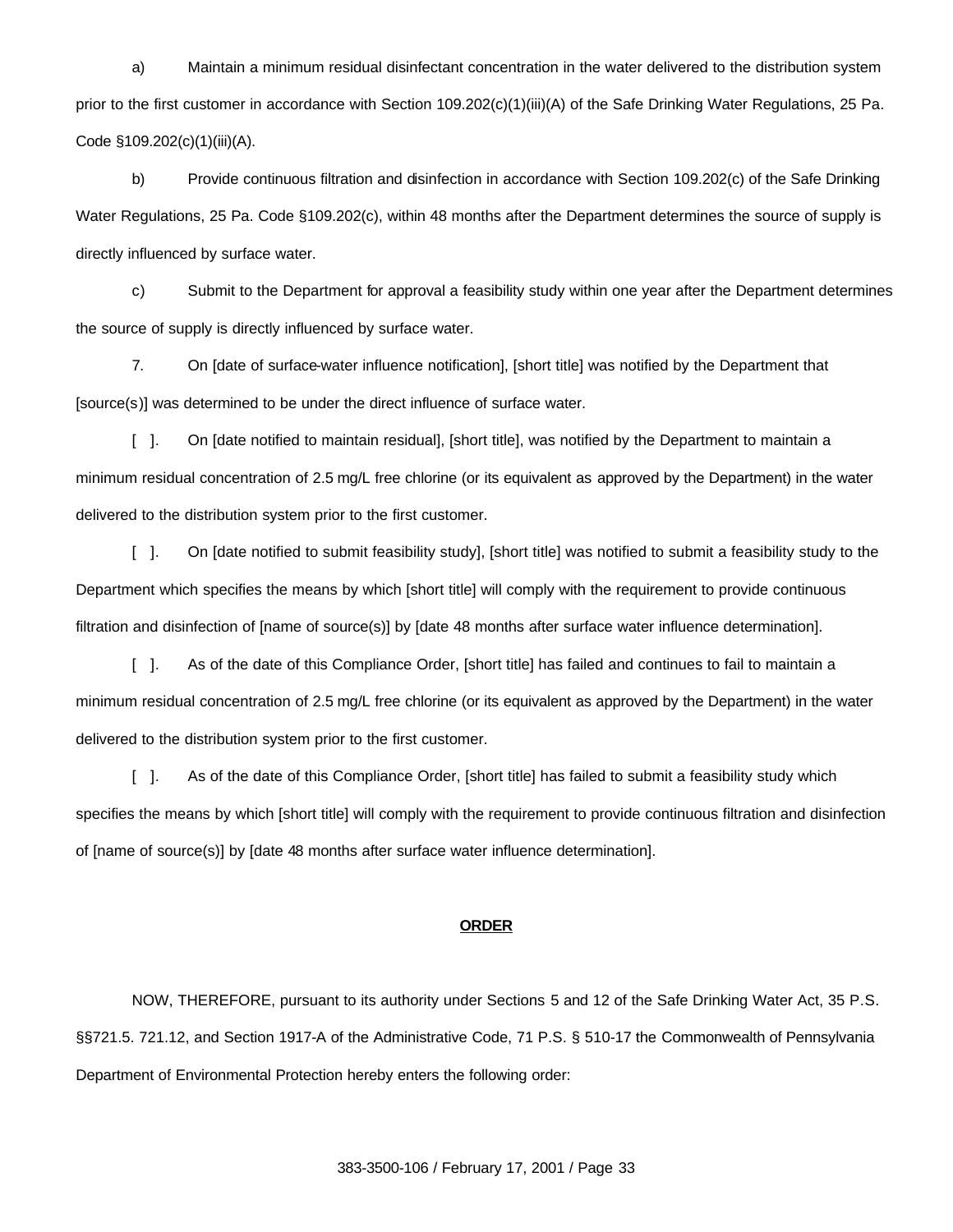a) Maintain a minimum residual disinfectant concentration in the water delivered to the distribution system prior to the first customer in accordance with Section 109.202(c)(1)(iii)(A) of the Safe Drinking Water Regulations, 25 Pa. Code §109.202(c)(1)(iii)(A).

b) Provide continuous filtration and disinfection in accordance with Section 109.202(c) of the Safe Drinking Water Regulations, 25 Pa. Code §109.202(c), within 48 months after the Department determines the source of supply is directly influenced by surface water.

c) Submit to the Department for approval a feasibility study within one year after the Department determines the source of supply is directly influenced by surface water.

7. On [date of surface-water influence notification], [short title] was notified by the Department that [source(s)] was determined to be under the direct influence of surface water.

[ ]. On [date notified to maintain residual], [short title], was notified by the Department to maintain a minimum residual concentration of 2.5 mg/L free chlorine (or its equivalent as approved by the Department) in the water delivered to the distribution system prior to the first customer.

[ ]. On [date notified to submit feasibility study], [short title] was notified to submit a feasibility study to the Department which specifies the means by which [short title] will comply with the requirement to provide continuous filtration and disinfection of [name of source(s)] by [date 48 months after surface water influence determination].

[ ]. As of the date of this Compliance Order, [short title] has failed and continues to fail to maintain a minimum residual concentration of 2.5 mg/L free chlorine (or its equivalent as approved by the Department) in the water delivered to the distribution system prior to the first customer.

[ ]. As of the date of this Compliance Order, [short title] has failed to submit a feasibility study which specifies the means by which [short title] will comply with the requirement to provide continuous filtration and disinfection of [name of source(s)] by [date 48 months after surface water influence determination].

## ORDER

NOW, THEREFORE, pursuant to its authority under Sections 5 and 12 of the Safe Drinking Water Act, 35 P.S. §§721.5. 721.12, and Section 1917-A of the Administrative Code, 71 P.S. § 510-17 the Commonwealth of Pennsylvania Department of Environmental Protection hereby enters the following order: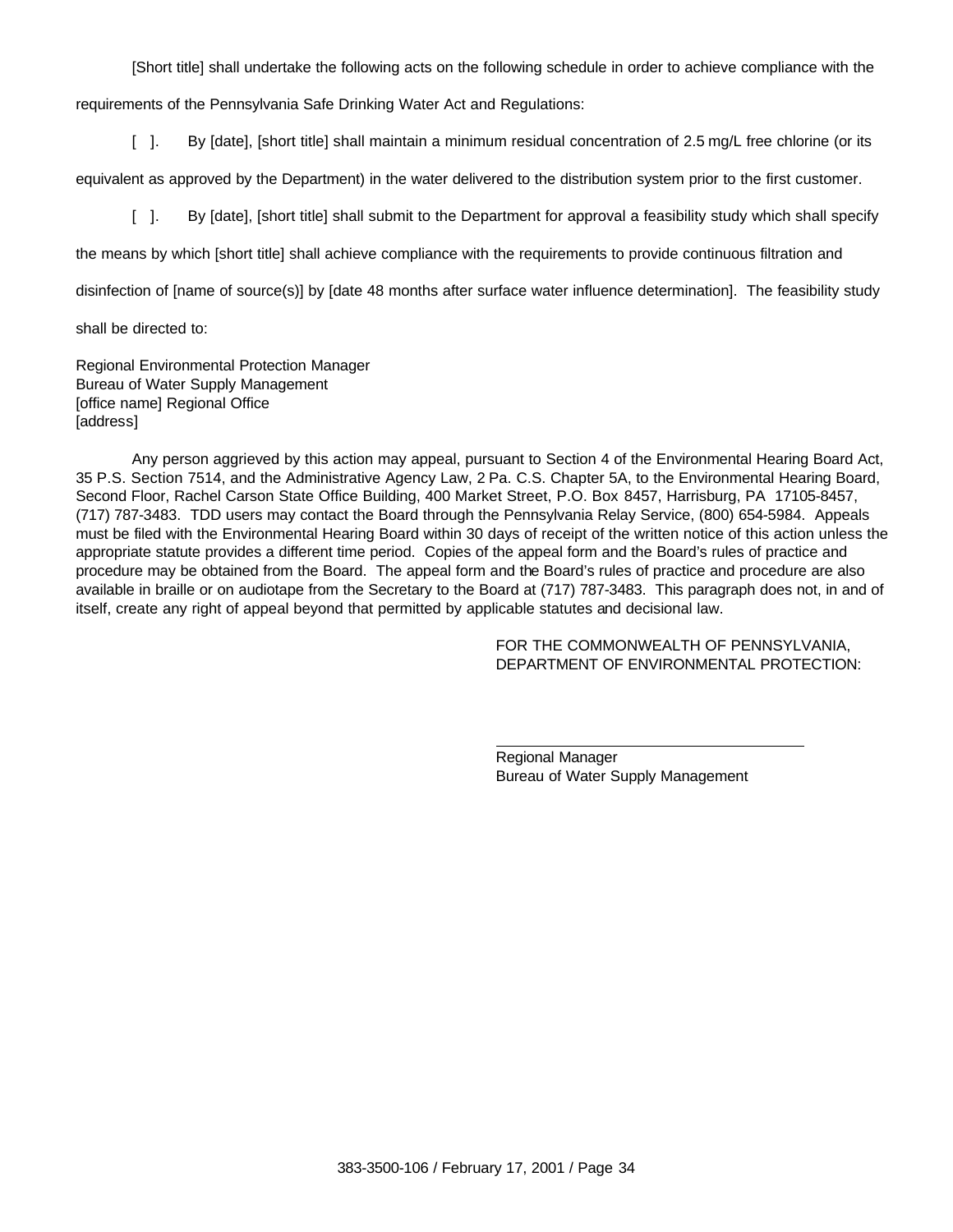[Short title] shall undertake the following acts on the following schedule in order to achieve compliance with the requirements of the Pennsylvania Safe Drinking Water Act and Regulations:

[ ]. By [date], [short title] shall maintain a minimum residual concentration of 2.5 mg/L free chlorine (or its equivalent as approved by the Department) in the water delivered to the distribution system prior to the first customer.

[ ]. By [date], [short title] shall submit to the Department for approval a feasibility study which shall specify the means by which [short title] shall achieve compliance with the requirements to provide continuous filtration and disinfection of [name of source(s)] by [date 48 months after surface water influence determination]. The feasibility study shall be directed to:

Regional Environmental Protection Manager
Bureau of Water Supply Management
[office name] Regional Office
[address]

Any person aggrieved by this action may appeal, pursuant to Section 4 of the Environmental Hearing Board Act, 35 P.S. Section 7514, and the Administrative Agency Law, 2 Pa. C.S. Chapter 5A, to the Environmental Hearing Board, Second Floor, Rachel Carson State Office Building, 400 Market Street, P.O. Box 8457, Harrisburg, PA 17105-8457, (717) 787-3483. TDD users may contact the Board through the Pennsylvania Relay Service, (800) 654-5984. Appeals must be filed with the Environmental Hearing Board within 30 days of receipt of the written notice of this action unless the appropriate statute provides a different time period. Copies of the appeal form and the Board's rules of practice and procedure may be obtained from the Board. The appeal form and the Board's rules of practice and procedure are also available in braille or on audiotape from the Secretary to the Board at (717) 787-3483. This paragraph does not, in and of itself, create any right of appeal beyond that permitted by applicable statutes and decisional law.

FOR THE COMMONWEALTH OF PENNSYLVANIA,
DEPARTMENT OF ENVIRONMENTAL PROTECTION:

\_\_\_\_\_\_\_\_\_\_\_\_\_\_\_\_\_\_\_\_\_\_\_\_\_\_\_\_\_\_\_\_\_\_\_\_\_\_\_\_\_\_\_\_\_\_\_\_\_

Regional Manager
Bureau of Water Supply Management